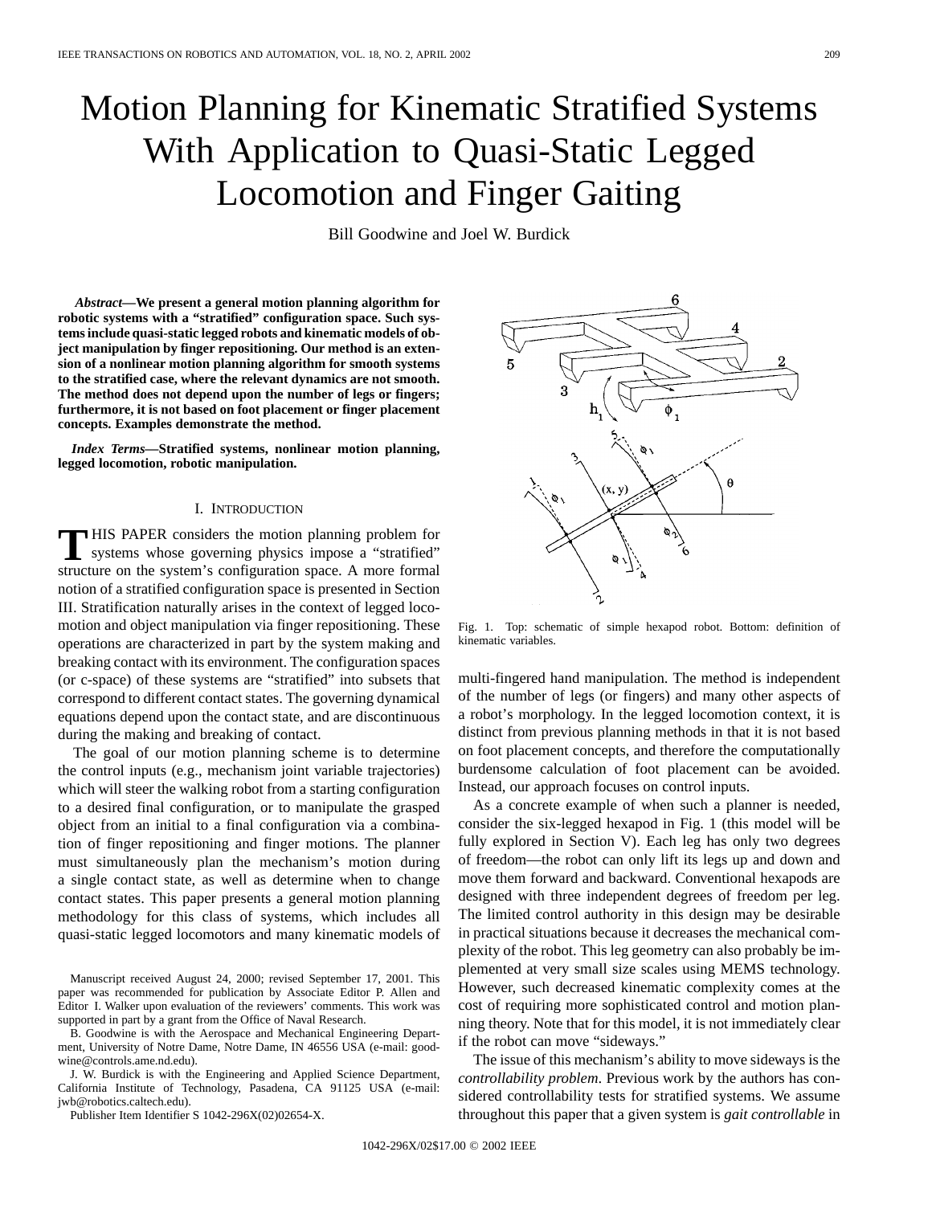# Motion Planning for Kinematic Stratified Systems With Application to Quasi-Static Legged Locomotion and Finger Gaiting

Bill Goodwine and Joel W. Burdick

***Abstract*—We present a general motion planning algorithm for robotic systems with a "stratified" configuration space. Such systems include quasi-static legged robots and kinematic models of object manipulation by finger repositioning. Our method is an extension of a nonlinear motion planning algorithm for smooth systems to the stratified case, where the relevant dynamics are not smooth. The method does not depend upon the number of legs or fingers; furthermore, it is not based on foot placement or finger placement concepts. Examples demonstrate the method.**

***Index Terms*—Stratified systems, nonlinear motion planning, legged locomotion, robotic manipulation.**

## I. Introduction

This paper considers the motion planning problem for systems whose governing physics impose a "stratified" structure on the system's configuration space. A more formal notion of a stratified configuration space is presented in Section III. Stratification naturally arises in the context of legged locomotion and object manipulation via finger repositioning. These operations are characterized in part by the system making and breaking contact with its environment. The configuration spaces (or c-space) of these systems are "stratified" into subsets that correspond to different contact states. The governing dynamical equations depend upon the contact state, and are discontinuous during the making and breaking of contact.

The goal of our motion planning scheme is to determine the control inputs (e.g., mechanism joint variable trajectories) which will steer the walking robot from a starting configuration to a desired final configuration, or to manipulate the grasped object from an initial to a final configuration via a combination of finger repositioning and finger motions. The planner must simultaneously plan the mechanism's motion during a single contact state, as well as determine when to change contact states. This paper presents a general motion planning methodology for this class of systems, which includes all quasi-static legged locomotors and many kinematic models of multi-fingered hand manipulation. The method is independent of the number of legs (or fingers) and many other aspects of a robot's morphology. In the legged locomotion context, it is distinct from previous planning methods in that it is not based on foot placement concepts, and therefore the computationally burdensome calculation of foot placement can be avoided. Instead, our approach focuses on control inputs.

Fig. 1. Top: schematic of simple hexapod robot. Bottom: definition of kinematic variables.

As a concrete example of when such a planner is needed, consider the six-legged hexapod in Fig. 1 (this model will be fully explored in Section V). Each leg has only two degrees of freedom—the robot can only lift its legs up and down and move them forward and backward. Conventional hexapods are designed with three independent degrees of freedom per leg. The limited control authority in this design may be desirable in practical situations because it decreases the mechanical complexity of the robot. This leg geometry can also probably be implemented at very small size scales using MEMS technology. However, such decreased kinematic complexity comes at the cost of requiring more sophisticated control and motion planning theory. Note that for this model, it is not immediately clear if the robot can move "sideways."

The issue of this mechanism's ability to move sideways is the *controllability problem*. Previous work by the authors has considered controllability tests for stratified systems. We assume throughout this paper that a given system is *gait controllable* in

Manuscript received August 24, 2000; revised September 17, 2001. This paper was recommended for publication by Associate Editor P. Allen and Editor I. Walker upon evaluation of the reviewers' comments. This work was supported in part by a grant from the Office of Naval Research.

B. Goodwine is with the Aerospace and Mechanical Engineering Department, University of Notre Dame, Notre Dame, IN 46556 USA (e-mail: goodwine@controls.ame.nd.edu).

J. W. Burdick is with the Engineering and Applied Science Department, California Institute of Technology, Pasadena, CA 91125 USA (e-mail: jwb@robotics.caltech.edu).

Publisher Item Identifier S 1042-296X(02)02654-X.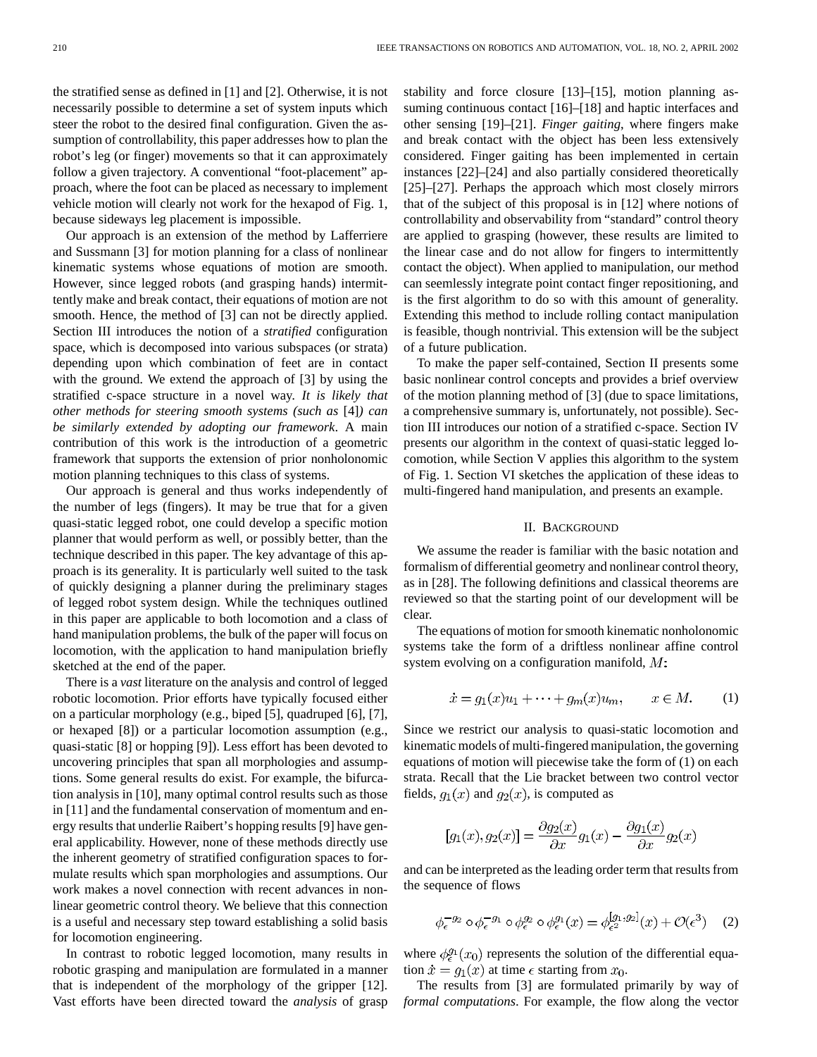the stratified sense as defined in [1] and [2]. Otherwise, it is not necessarily possible to determine a set of system inputs which steer the robot to the desired final configuration. Given the assumption of controllability, this paper addresses how to plan the robot's leg (or finger) movements so that it can approximately follow a given trajectory. A conventional "foot-placement" approach, where the foot can be placed as necessary to implement vehicle motion will clearly not work for the hexapod of Fig. 1, because sideways leg placement is impossible.

Our approach is an extension of the method by Lafferriere and Sussmann [3] for motion planning for a class of nonlinear kinematic systems whose equations of motion are smooth. However, since legged robots (and grasping hands) intermittently make and break contact, their equations of motion are not smooth. Hence, the method of [3] can not be directly applied. Section III introduces the notion of a *stratified* configuration space, which is decomposed into various subspaces (or strata) depending upon which combination of feet are in contact with the ground. We extend the approach of [3] by using the stratified c-space structure in a novel way. *It is likely that other methods for steering smooth systems (such as* [4]*) can be similarly extended by adopting our framework*. A main contribution of this work is the introduction of a geometric framework that supports the extension of prior nonholonomic motion planning techniques to this class of systems.

Our approach is general and thus works independently of the number of legs (fingers). It may be true that for a given quasi-static legged robot, one could develop a specific motion planner that would perform as well, or possibly better, than the technique described in this paper. The key advantage of this approach is its generality. It is particularly well suited to the task of quickly designing a planner during the preliminary stages of legged robot system design. While the techniques outlined in this paper are applicable to both locomotion and a class of hand manipulation problems, the bulk of the paper will focus on locomotion, with the application to hand manipulation briefly sketched at the end of the paper.

There is a *vast* literature on the analysis and control of legged robotic locomotion. Prior efforts have typically focused either on a particular morphology (e.g., biped [5], quadruped [6], [7], or hexaped [8]) or a particular locomotion assumption (e.g., quasi-static [8] or hopping [9]). Less effort has been devoted to uncovering principles that span all morphologies and assumptions. Some general results do exist. For example, the bifurcation analysis in [10], many optimal control results such as those in [11] and the fundamental conservation of momentum and energy results that underlie Raibert's hopping results [9] have general applicability. However, none of these methods directly use the inherent geometry of stratified configuration spaces to formulate results which span morphologies and assumptions. Our work makes a novel connection with recent advances in nonlinear geometric control theory. We believe that this connection is a useful and necessary step toward establishing a solid basis for locomotion engineering.

In contrast to robotic legged locomotion, many results in robotic grasping and manipulation are formulated in a manner that is independent of the morphology of the gripper [12]. Vast efforts have been directed toward the *analysis* of grasp stability and force closure [13]–[15], motion planning assuming continuous contact [16]–[18] and haptic interfaces and other sensing [19]–[21]. *Finger gaiting*, where fingers make and break contact with the object has been less extensively considered. Finger gaiting has been implemented in certain instances [22]–[24] and also partially considered theoretically [25]–[27]. Perhaps the approach which most closely mirrors that of the subject of this proposal is in [12] where notions of controllability and observability from "standard" control theory are applied to grasping (however, these results are limited to the linear case and do not allow for fingers to intermittently contact the object). When applied to manipulation, our method can seemlessly integrate point contact finger repositioning, and is the first algorithm to do so with this amount of generality. Extending this method to include rolling contact manipulation is feasible, though nontrivial. This extension will be the subject of a future publication.

To make the paper self-contained, Section II presents some basic nonlinear control concepts and provides a brief overview of the motion planning method of [3] (due to space limitations, a comprehensive summary is, unfortunately, not possible). Section III introduces our notion of a stratified c-space. Section IV presents our algorithm in the context of quasi-static legged locomotion, while Section V applies this algorithm to the system of Fig. 1. Section VI sketches the application of these ideas to multi-fingered hand manipulation, and presents an example.

## II. Background

We assume the reader is familiar with the basic notation and formalism of differential geometry and nonlinear control theory, as in [28]. The following definitions and classical theorems are reviewed so that the starting point of our development will be clear.

The equations of motion for smooth kinematic nonholonomic systems take the form of a driftless nonlinear affine control system evolving on a configuration manifold, $M$:

$$\dot{x} = g_1(x)u_1 + \cdots + g_m(x)u_m, \qquad x \in M. \tag{1}$$

Since we restrict our analysis to quasi-static locomotion and kinematic models of multi-fingered manipulation, the governing equations of motion will piecewise take the form of (1) on each strata. Recall that the Lie bracket between two control vector fields, $g_1(x)$ and $g_2(x)$, is computed as

$$[g_1(x), g_2(x)] = \frac{\partial g_2(x)}{\partial x} g_1(x) - \frac{\partial g_1(x)}{\partial x} g_2(x)$$

and can be interpreted as the leading order term that results from the sequence of flows

$$\phi_\epsilon^{-g_2} \circ \phi_\epsilon^{-g_1} \circ \phi_\epsilon^{g_2} \circ \phi_\epsilon^{g_1}(x) = \phi_{\epsilon^2}^{[g_1, g_2]}(x) + \mathcal{O}(\epsilon^3) \tag{2}$$

where $\phi_\epsilon^{g_1}(x_0)$ represents the solution of the differential equation $\dot{x} = g_1(x)$ at time $\epsilon$ starting from $x_0$.

The results from [3] are formulated primarily by way of *formal computations*. For example, the flow along the vector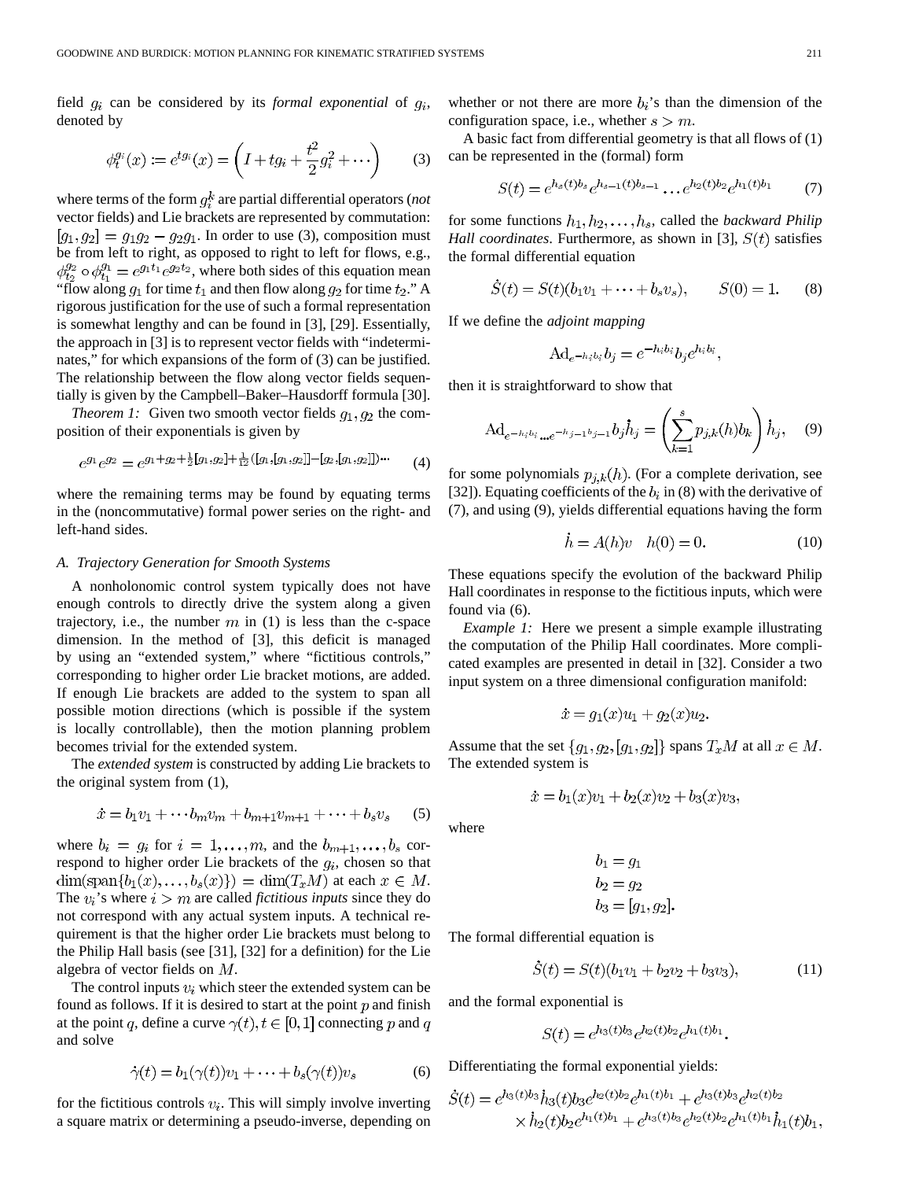field $g_i$ can be considered by its *formal exponential* of $g_i$, denoted by

$$\phi_t^{g_i}(x) := e^{tg_i}(x) = \left(I + tg_i + \frac{t^2}{2}g_i^2 + \cdots\right) \tag{3}$$

where terms of the form $g_i^k$ are partial differential operators (*not* vector fields) and Lie brackets are represented by commutation: $[g_1, g_2] = g_1 g_2 - g_2 g_1$. In order to use (3), composition must be from left to right, as opposed to right to left for flows, e.g., $\phi_{t_2}^{g_2} \circ \phi_{t_1}^{g_1} = e^{g_1 t_1} e^{g_2 t_2}$, where both sides of this equation mean "flow along $g_1$ for time $t_1$ and then flow along $g_2$ for time $t_2$." A rigorous justification for the use of such a formal representation is somewhat lengthy and can be found in [3], [29]. Essentially, the approach in [3] is to represent vector fields with "indeterminates," for which expansions of the form of (3) can be justified. The relationship between the flow along vector fields sequentially is given by the Campbell–Baker–Hausdorff formula [30].

*Theorem 1:* Given two smooth vector fields $g_1, g_2$ the composition of their exponentials is given by

$$e^{g_1} e^{g_2} = e^{g_1 + g_2 + \frac{1}{2}[g_1, g_2] + \frac{1}{12}([g_1,[g_1,g_2]] - [g_2,[g_1,g_2]]) \cdots} \tag{4}$$

where the remaining terms may be found by equating terms in the (noncommutative) formal power series on the right- and left-hand sides.

### A. Trajectory Generation for Smooth Systems

A nonholonomic control system typically does not have enough controls to directly drive the system along a given trajectory, i.e., the number $m$ in (1) is less than the c-space dimension. In the method of [3], this deficit is managed by using an "extended system," where "fictitious controls," corresponding to higher order Lie bracket motions, are added. If enough Lie brackets are added to the system to span all possible motion directions (which is possible if the system is locally controllable), then the motion planning problem becomes trivial for the extended system.

The *extended system* is constructed by adding Lie brackets to the original system from (1),

$$\dot{x} = b_1 v_1 + \cdots b_m v_m + b_{m+1} v_{m+1} + \cdots + b_s v_s \tag{5}$$

where $b_i = g_i$ for $i = 1, \ldots, m$, and the $b_{m+1}, \ldots, b_s$ correspond to higher order Lie brackets of the $g_i$, chosen so that $\dim(\text{span}\{b_1(x), \ldots, b_s(x)\}) = \dim(T_x M)$ at each $x \in M$. The $v_i$'s where $i > m$ are called *fictitious inputs* since they do not correspond with any actual system inputs. A technical requirement is that the higher order Lie brackets must belong to the Philip Hall basis (see [31], [32] for a definition) for the Lie algebra of vector fields on $M$.

The control inputs $v_i$ which steer the extended system can be found as follows. If it is desired to start at the point $p$ and finish at the point $q$, define a curve $\gamma(t), t \in [0,1]$ connecting $p$ and $q$ and solve

$$\dot{\gamma}(t) = b_1(\gamma(t)) v_1 + \cdots + b_s(\gamma(t)) v_s \tag{6}$$

for the fictitious controls $v_i$. This will simply involve inverting a square matrix or determining a pseudo-inverse, depending on whether or not there are more $b_i$'s than the dimension of the configuration space, i.e., whether $s > m$.

A basic fact from differential geometry is that all flows of (1) can be represented in the (formal) form

$$S(t) = e^{h_s(t) b_s} e^{h_{s-1}(t) b_{s-1}} \cdots e^{h_2(t) b_2} e^{h_1(t) b_1} \tag{7}$$

for some functions $h_1, h_2, \ldots, h_s$, called the *backward Philip Hall coordinates*. Furthermore, as shown in [3], $S(t)$ satisfies the formal differential equation

$$\dot{S}(t) = S(t)(b_1 v_1 + \cdots + b_s v_s), \qquad S(0) = 1. \tag{8}$$

If we define the *adjoint mapping*

$$\text{Ad}_{e^{-h_i b_i}} b_j = e^{-h_i b_i} b_j e^{h_i b_i},$$

then it is straightforward to show that

$$\text{Ad}_{e^{-h_i b_i} \ldots e^{-h_{j-1} b_{j-1}}} b_j \dot{h}_j = \left(\sum_{k=1}^{s} p_{j,k}(h) b_k\right) \dot{h}_j, \tag{9}$$

for some polynomials $p_{j,k}(h)$. (For a complete derivation, see [32]). Equating coefficients of the $b_i$ in (8) with the derivative of (7), and using (9), yields differential equations having the form

$$\dot{h} = A(h) v \quad h(0) = 0. \tag{10}$$

These equations specify the evolution of the backward Philip Hall coordinates in response to the fictitious inputs, which were found via (6).

*Example 1:* Here we present a simple example illustrating the computation of the Philip Hall coordinates. More complicated examples are presented in detail in [32]. Consider a two input system on a three dimensional configuration manifold:

$$\dot{x} = g_1(x) u_1 + g_2(x) u_2.$$

Assume that the set $\{g_1, g_2, [g_1, g_2]\}$ spans $T_x M$ at all $x \in M$. The extended system is

$$\dot{x} = b_1(x) v_1 + b_2(x) v_2 + b_3(x) v_3,$$

where

$$\begin{aligned} b_1 &= g_1 \\ b_2 &= g_2 \\ b_3 &= [g_1, g_2]. \end{aligned}$$

The formal differential equation is

$$\dot{S}(t) = S(t)(b_1 v_1 + b_2 v_2 + b_3 v_3), \tag{11}$$

and the formal exponential is

$$S(t) = e^{h_3(t) b_3} e^{h_2(t) b_2} e^{h_1(t) b_1}.$$

Differentiating the formal exponential yields:

$$\begin{aligned} \dot{S}(t) = {} & e^{h_3(t) b_3} \dot{h}_3(t) b_3 e^{h_2(t) b_2} e^{h_1(t) b_1} + e^{h_3(t) b_3} e^{h_2(t) b_2} \\ & \times \dot{h}_2(t) b_2 e^{h_1(t) b_1} + e^{h_3(t) b_3} e^{h_2(t) b_2} e^{h_1(t) b_1} \dot{h}_1(t) b_1, \end{aligned}$$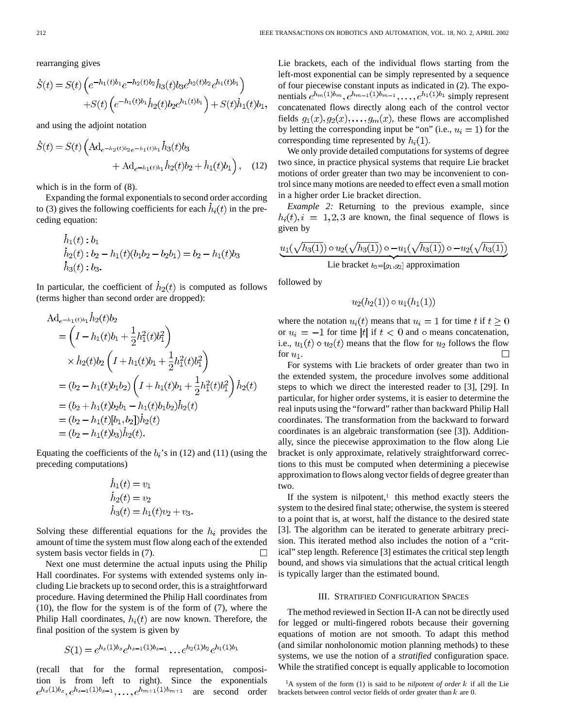rearranging gives

$$\dot{S}(t) = S(t)\left(e^{-h_1(t)b_1}e^{-h_2(t)b_2}\dot{h}_3(t)b_3e^{h_2(t)b_2}e^{h_1(t)b_1}\right) + S(t)\left(e^{-h_1(t)b_1}\dot{h}_2(t)b_2e^{h_1(t)b_1}\right) + S(t)\dot{h}_1(t)b_1,$$

and using the adjoint notation

$$\dot{S}(t) = S(t)\left(\mathrm{Ad}_{e^{-h_2(t)b_2}e^{-h_1(t)b_1}}\dot{h}_3(t)b_3 + \mathrm{Ad}_{e^{-h_1(t)b_1}}\dot{h}_2(t)b_2 + \dot{h}_1(t)b_1\right), \quad (12)$$

which is in the form of (8).

Expanding the formal exponentials to second order according to (3) gives the following coefficients for each $\dot{h}_i(t)$ in the preceding equation:

$$\begin{aligned}
&\dot{h}_1(t) : b_1 \\
&\dot{h}_2(t) : b_2 - h_1(t)(b_1b_2 - b_2b_1) = b_2 - h_1(t)b_3 \\
&\dot{h}_3(t) : b_3.
\end{aligned}$$

In particular, the coefficient of $\dot{h}_2(t)$ is computed as follows (terms higher than second order are dropped):

$$\begin{aligned}
&\mathrm{Ad}_{e^{-h_1(t)b_1}}\dot{h}_2(t)b_2 \\
&= \left(I - h_1(t)b_1 + \frac{1}{2}h_1^2(t)b_1^2\right) \\
&\quad \times \dot{h}_2(t)b_2\left(I + h_1(t)b_1 + \frac{1}{2}h_1^2(t)b_1^2\right) \\
&= (b_2 - h_1(t)b_1b_2)\left(I + h_1(t)b_1 + \frac{1}{2}h_1^2(t)b_1^2\right)\dot{h}_2(t) \\
&= (b_2 + h_1(t)b_2b_1 - h_1(t)b_1b_2)\dot{h}_2(t) \\
&= (b_2 - h_1(t)[b_1, b_2])\dot{h}_2(t) \\
&= (b_2 - h_1(t)b_3)\dot{h}_2(t).
\end{aligned}$$

Equating the coefficients of the $b_i$'s in (12) and (11) (using the preceding computations)

$$\begin{aligned}
\dot{h}_1(t) &= v_1 \\
\dot{h}_2(t) &= v_2 \\
\dot{h}_3(t) &= h_1(t)v_2 + v_3.
\end{aligned}$$

Solving these differential equations for the $h_i$ provides the amount of time the system must flow along each of the extended system basis vector fields in (7). □

Next one must determine the actual inputs using the Philip Hall coordinates. For systems with extended systems only including Lie brackets up to second order, this is a straightforward procedure. Having determined the Philip Hall coordinates from (10), the flow for the system is of the form of (7), where the Philip Hall coordinates, $h_i(t)$ are now known. Therefore, the final position of the system is given by

$$S(1) = e^{h_s(1)b_s}e^{h_{s-1}(1)b_{s-1}} \cdots e^{h_2(1)b_2}e^{h_1(1)b_1}$$

(recall that for the formal representation, composition is from left to right). Since the exponentials $e^{h_s(1)b_s}, e^{h_{s-1}(1)b_{s-1}}, \ldots, e^{h_{m+1}(1)b_{m+1}}$ are second order Lie brackets, each of the individual flows starting from the left-most exponential can be simply represented by a sequence of four piecewise constant inputs as indicated in (2). The exponentials $e^{h_m(1)b_m}, e^{h_{m-1}(1)b_{m-1}}, \ldots, e^{h_1(1)b_1}$ simply represent concatenated flows directly along each of the control vector fields $g_1(x), g_2(x), \ldots, g_m(x)$, these flows are accomplished by letting the corresponding input be "on" (i.e., $u_i = 1$) for the corresponding time represented by $h_i(1)$.

We only provide detailed computations for systems of degree two since, in practice physical systems that require Lie bracket motions of order greater than two may be inconvenient to control since many motions are needed to effect even a small motion in a higher order Lie bracket direction.

*Example 2:* Returning to the previous example, since $h_i(t), i = 1, 2, 3$ are known, the final sequence of flows is given by

$$\underbrace{u_1(\sqrt{h_3(1)}) \circ u_2(\sqrt{h_3(1)}) \circ -u_1(\sqrt{h_3(1)}) \circ -u_2(\sqrt{h_3(1)})}_{\text{Lie bracket } b_3=[g_1,g_2] \text{ approximation}}$$

followed by

$$u_2(h_2(1)) \circ u_1(h_1(1))$$

where the notation $u_i(t)$ means that $u_i = 1$ for time $t$ if $t \geq 0$ or $u_i = -1$ for time $|t|$ if $t < 0$ and $\circ$ means concatenation, i.e., $u_1(t) \circ u_2(t)$ means that the flow for $u_2$ follows the flow for $u_1$. □

For systems with Lie brackets of order greater than two in the extended system, the procedure involves some additional steps to which we direct the interested reader to [3], [29]. In particular, for higher order systems, it is easier to determine the real inputs using the "forward" rather than backward Philip Hall coordinates. The transformation from the backward to forward coordinates is an algebraic transformation (see [3]). Additionally, since the piecewise approximation to the flow along Lie bracket is only approximate, relatively straightforward corrections to this must be computed when determining a piecewise approximation to flows along vector fields of degree greater than two.

If the system is nilpotent,[1] this method exactly steers the system to the desired final state; otherwise, the system is steered to a point that is, at worst, half the distance to the desired state [3]. The algorithm can be iterated to generate arbitrary precision. This iterated method also includes the notion of a "critical" step length. Reference [3] estimates the critical step length bound, and shows via simulations that the actual critical length is typically larger than the estimated bound.

## III. Stratified Configuration Spaces

The method reviewed in Section II-A can not be directly used for legged or multi-fingered robots because their governing equations of motion are not smooth. To adapt this method (and similar nonholonomic motion planning methods) to these systems, we use the notion of a *stratified* configuration space. While the stratified concept is equally applicable to locomotion

[1] A system of the form (1) is said to be *nilpotent of order* $k$ if all the Lie brackets between control vector fields of order greater than $k$ are 0.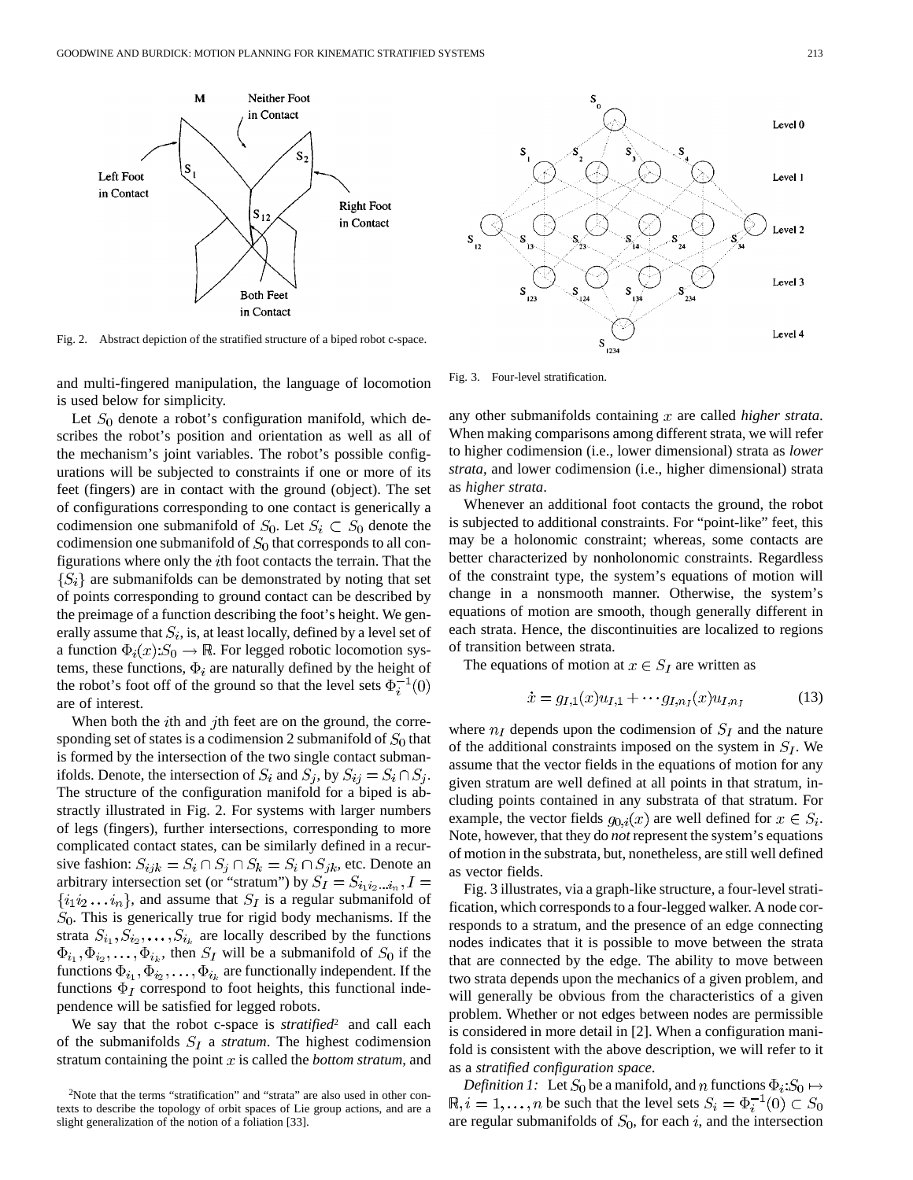Fig. 2. Abstract depiction of the stratified structure of a biped robot c-space.

Fig. 3. Four-level stratification.

and multi-fingered manipulation, the language of locomotion is used below for simplicity.

Let $S_0$ denote a robot's configuration manifold, which describes the robot's position and orientation as well as all of the mechanism's joint variables. The robot's possible configurations will be subjected to constraints if one or more of its feet (fingers) are in contact with the ground (object). The set of configurations corresponding to one contact is generically a codimension one submanifold of $S_0$. Let $S_i \subset S_0$ denote the codimension one submanifold of $S_0$ that corresponds to all configurations where only the $i$th foot contacts the terrain. That the $\{S_i\}$ are submanifolds can be demonstrated by noting that set of points corresponding to ground contact can be described by the preimage of a function describing the foot's height. We generally assume that $S_i$ is, at least locally, defined by a level set of a function $\Phi_i(x): S_0 \to \mathbb{R}$. For legged robotic locomotion systems, these functions, $\Phi_i$ are naturally defined by the height of the robot's foot off of the ground so that the level sets $\Phi_i^{-1}(0)$ are of interest.

When both the $i$th and $j$th feet are on the ground, the corresponding set of states is a codimension 2 submanifold of $S_0$ that is formed by the intersection of the two single contact submanifolds. Denote, the intersection of $S_i$ and $S_j$, by $S_{ij} = S_i \cap S_j$. The structure of the configuration manifold for a biped is abstractly illustrated in Fig. 2. For systems with larger numbers of legs (fingers), further intersections, corresponding to more complicated contact states, can be similarly defined in a recursive fashion: $S_{ijk} = S_i \cap S_j \cap S_k = S_i \cap S_{jk}$, etc. Denote an arbitrary intersection set (or "stratum") by $S_I = S_{i_1 i_2 \ldots i_n}, I = \{i_1 i_2 \ldots i_n\}$, and assume that $S_I$ is a regular submanifold of $S_0$. This is generically true for rigid body mechanisms. If the strata $S_{i_1}, S_{i_2}, \ldots, S_{i_k}$ are locally described by the functions $\Phi_{i_1}, \Phi_{i_2}, \ldots, \Phi_{i_k}$, then $S_I$ will be a submanifold of $S_0$ if the functions $\Phi_{i_1}, \Phi_{i_2}, \ldots, \Phi_{i_k}$ are functionally independent. If the functions $\Phi_I$ correspond to foot heights, this functional independence will be satisfied for legged robots.

We say that the robot c-space is *stratified*[2] and call each of the submanifolds $S_I$ a *stratum*. The highest codimension stratum containing the point $x$ is called the *bottom stratum*, and any other submanifolds containing $x$ are called *higher strata*. When making comparisons among different strata, we will refer to higher codimension (i.e., lower dimensional) strata as *lower strata*, and lower codimension (i.e., higher dimensional) strata as *higher strata*.

Whenever an additional foot contacts the ground, the robot is subjected to additional constraints. For "point-like" feet, this may be a holonomic constraint; whereas, some contacts are better characterized by nonholonomic constraints. Regardless of the constraint type, the system's equations of motion will change in a nonsmooth manner. Otherwise, the system's equations of motion are smooth, though generally different in each strata. Hence, the discontinuities are localized to regions of transition between strata.

The equations of motion at $x \in S_I$ are written as

$$\dot{x} = g_{I,1}(x)u_{I,1} + \cdots g_{I,n_I}(x)u_{I,n_I} \tag{13}$$

where $n_I$ depends upon the codimension of $S_I$ and the nature of the additional constraints imposed on the system in $S_I$. We assume that the vector fields in the equations of motion for any given stratum are well defined at all points in that stratum, including points contained in any substrata of that stratum. For example, the vector fields $g_{0,i}(x)$ are well defined for $x \in S_i$. Note, however, that they do *not* represent the system's equations of motion in the substrata, but, nonetheless, are still well defined as vector fields.

Fig. 3 illustrates, via a graph-like structure, a four-level stratification, which corresponds to a four-legged walker. A node corresponds to a stratum, and the presence of an edge connecting nodes indicates that it is possible to move between the strata that are connected by the edge. The ability to move between two strata depends upon the mechanics of a given problem, and will generally be obvious from the characteristics of a given problem. Whether or not edges between nodes are permissible is considered in more detail in [2]. When a configuration manifold is consistent with the above description, we will refer to it as a *stratified configuration space*.

*Definition 1:* Let $S_0$ be a manifold, and $n$ functions $\Phi_i: S_0 \mapsto \mathbb{R}, i = 1, \ldots, n$ be such that the level sets $S_i = \Phi_i^{-1}(0) \subset S_0$ are regular submanifolds of $S_0$, for each $i$, and the intersection

[2]Note that the terms "stratification" and "strata" are also used in other contexts to describe the topology of orbit spaces of Lie group actions, and are a slight generalization of the notion of a foliation [33].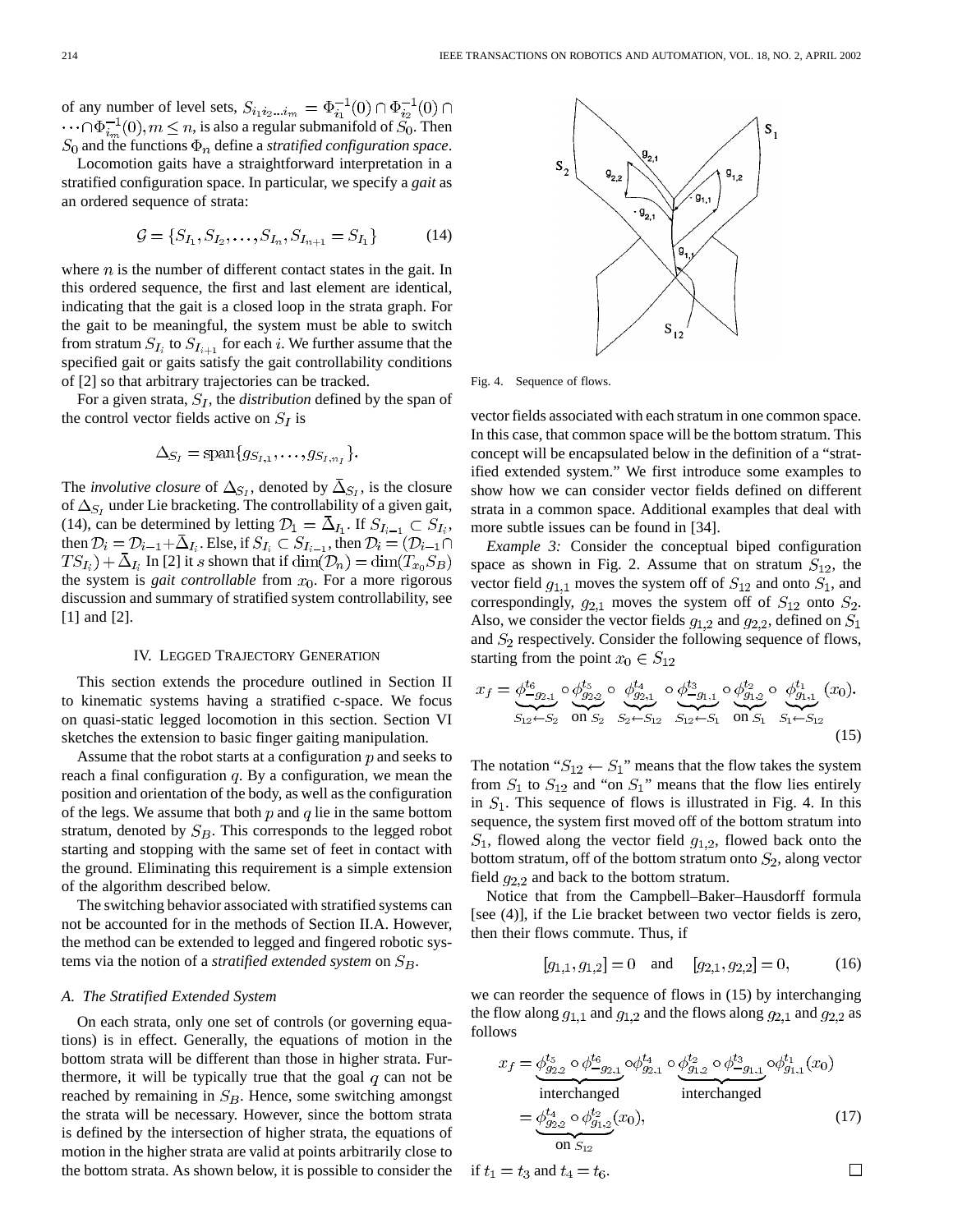of any number of level sets, $S_{i_1 i_2 \dots i_m} = \Phi_{i_1}^{-1}(0) \cap \Phi_{i_2}^{-1}(0) \cap \cdots \cap \Phi_{i_m}^{-1}(0), m \leq n$, is also a regular submanifold of $S_0$. Then $S_0$ and the functions $\Phi_n$ define a *stratified configuration space*.

Locomotion gaits have a straightforward interpretation in a stratified configuration space. In particular, we specify a *gait* as an ordered sequence of strata:

$$\mathcal{G} = \{S_{I_1}, S_{I_2}, \dots, S_{I_n}, S_{I_{n+1}} = S_{I_1}\} \tag{14}$$

where $n$ is the number of different contact states in the gait. In this ordered sequence, the first and last element are identical, indicating that the gait is a closed loop in the strata graph. For the gait to be meaningful, the system must be able to switch from stratum $S_{I_i}$ to $S_{I_{i+1}}$ for each $i$. We further assume that the specified gait or gaits satisfy the gait controllability conditions of [2] so that arbitrary trajectories can be tracked.

For a given strata, $S_I$, the *distribution* defined by the span of the control vector fields active on $S_I$ is

$$\Delta_{S_I} = \text{span}\{g_{S_{I,1}}, \dots, g_{S_{I,n_I}}\}.$$

The *involutive closure* of $\Delta_{S_I}$, denoted by $\bar{\Delta}_{S_I}$, is the closure of $\Delta_{S_I}$ under Lie bracketing. The controllability of a given gait, (14), can be determined by letting $\mathcal{D}_1 = \bar{\Delta}_{I_1}$. If $S_{I_{i-1}} \subset S_{I_i}$, then $\mathcal{D}_i = \mathcal{D}_{i-1} + \bar{\Delta}_{I_i}$. Else, if $S_{I_i} \subset S_{I_{i-1}}$, then $\mathcal{D}_i = (\mathcal{D}_{i-1} \cap TS_{I_i}) + \bar{\Delta}_{I_i}$ In [2] it $s$ shown that if $\dim(\mathcal{D}_n) = \dim(T_{x_0} S_B)$ the system is *gait controllable* from $x_0$. For a more rigorous discussion and summary of stratified system controllability, see [1] and [2].

## IV. Legged Trajectory Generation

This section extends the procedure outlined in Section II to kinematic systems having a stratified c-space. We focus on quasi-static legged locomotion in this section. Section VI sketches the extension to basic finger gaiting manipulation.

Assume that the robot starts at a configuration $p$ and seeks to reach a final configuration $q$. By a configuration, we mean the position and orientation of the body, as well as the configuration of the legs. We assume that both $p$ and $q$ lie in the same bottom stratum, denoted by $S_B$. This corresponds to the legged robot starting and stopping with the same set of feet in contact with the ground. Eliminating this requirement is a simple extension of the algorithm described below.

The switching behavior associated with stratified systems can not be accounted for in the methods of Section II.A. However, the method can be extended to legged and fingered robotic systems via the notion of a *stratified extended system* on $S_B$.

### A. The Stratified Extended System

On each strata, only one set of controls (or governing equations) is in effect. Generally, the equations of motion in the bottom strata will be different than those in higher strata. Furthermore, it will be typically true that the goal $q$ can not be reached by remaining in $S_B$. Hence, some switching amongst the strata will be necessary. However, since the bottom strata is defined by the intersection of higher strata, the equations of motion in the higher strata are valid at points arbitrarily close to the bottom strata. As shown below, it is possible to consider the vector fields associated with each stratum in one common space. In this case, that common space will be the bottom stratum. This concept will be encapsulated below in the definition of a "stratified extended system." We first introduce some examples to show how we can consider vector fields defined on different strata in a common space. Additional examples that deal with more subtle issues can be found in [34].

Fig. 4. Sequence of flows.

*Example 3:* Consider the conceptual biped configuration space as shown in Fig. 2. Assume that on stratum $S_{12}$, the vector field $g_{1,1}$ moves the system off of $S_{12}$ and onto $S_1$, and correspondingly, $g_{2,1}$ moves the system off of $S_{12}$ onto $S_2$. Also, we consider the vector fields $g_{1,2}$ and $g_{2,2}$, defined on $S_1$ and $S_2$ respectively. Consider the following sequence of flows, starting from the point $x_0 \in S_{12}$

$$x_f = \underbrace{\phi_{-g_{2,1}}^{t_6}}_{S_{12} \leftarrow S_2} \circ \underbrace{\phi_{g_{2,2}}^{t_5}}_{\text{on } S_2} \circ \underbrace{\phi_{g_{2,1}}^{t_4}}_{S_2 \leftarrow S_{12}} \circ \underbrace{\phi_{-g_{1,1}}^{t_3}}_{S_{12} \leftarrow S_1} \circ \underbrace{\phi_{g_{1,2}}^{t_2}}_{\text{on } S_1} \circ \underbrace{\phi_{g_{1,1}}^{t_1}}_{S_1 \leftarrow S_{12}} (x_0). \tag{15}$$

The notation "$S_{12} \leftarrow S_1$" means that the flow takes the system from $S_1$ to $S_{12}$ and "on $S_1$" means that the flow lies entirely in $S_1$. This sequence of flows is illustrated in Fig. 4. In this sequence, the system first moved off of the bottom stratum into $S_1$, flowed along the vector field $g_{1,2}$, flowed back onto the bottom stratum, off of the bottom stratum onto $S_2$, along vector field $g_{2,2}$ and back to the bottom stratum.

Notice that from the Campbell–Baker–Hausdorff formula [see (4)], if the Lie bracket between two vector fields is zero, then their flows commute. Thus, if

$$[g_{1,1}, g_{1,2}] = 0 \quad \text{and} \quad [g_{2,1}, g_{2,2}] = 0, \tag{16}$$

we can reorder the sequence of flows in (15) by interchanging the flow along $g_{1,1}$ and $g_{1,2}$ and the flows along $g_{2,1}$ and $g_{2,2}$ as follows

$$\begin{aligned} x_f &= \underbrace{\phi_{g_{2,2}}^{t_5} \circ \phi_{-g_{2,1}}^{t_6}}_{\text{interchanged}} \circ \phi_{g_{2,1}}^{t_4} \circ \underbrace{\phi_{g_{1,2}}^{t_2} \circ \phi_{-g_{1,1}}^{t_3}}_{\text{interchanged}} \circ \phi_{g_{1,1}}^{t_1}(x_0) \\ &= \underbrace{\phi_{g_{2,2}}^{t_4} \circ \phi_{g_{1,2}}^{t_2}}_{\text{on } S_{12}}(x_0), \end{aligned} \tag{17}$$

if $t_1 = t_3$ and $t_4 = t_6$. □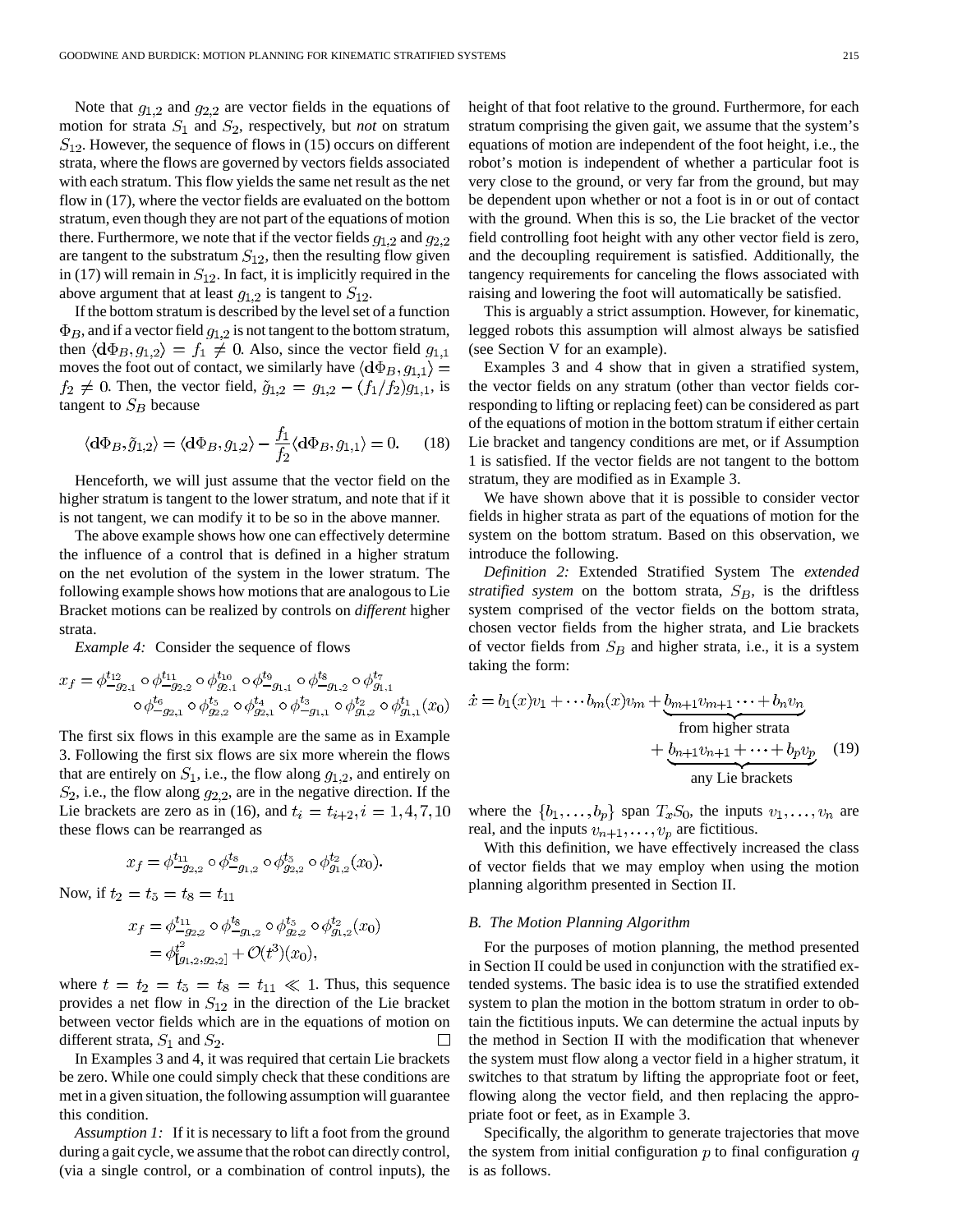Note that $g_{1,2}$ and $g_{2,2}$ are vector fields in the equations of motion for strata $S_1$ and $S_2$, respectively, but *not* on stratum $S_{12}$. However, the sequence of flows in (15) occurs on different strata, where the flows are governed by vectors fields associated with each stratum. This flow yields the same net result as the net flow in (17), where the vector fields are evaluated on the bottom stratum, even though they are not part of the equations of motion there. Furthermore, we note that if the vector fields $g_{1,2}$ and $g_{2,2}$ are tangent to the substratum $S_{12}$, then the resulting flow given in (17) will remain in $S_{12}$. In fact, it is implicitly required in the above argument that at least $g_{1,2}$ is tangent to $S_{12}$.

If the bottom stratum is described by the level set of a function $\Phi_B$, and if a vector field $g_{1,2}$ is not tangent to the bottom stratum, then $\langle \mathbf{d}\Phi_B, g_{1,2}\rangle = f_1 \neq 0$. Also, since the vector field $g_{1,1}$ moves the foot out of contact, we similarly have $\langle \mathbf{d}\Phi_B, g_{1,1}\rangle = f_2 \neq 0$. Then, the vector field, $\tilde{g}_{1,2} = g_{1,2} - (f_1/f_2)g_{1,1}$, is tangent to $S_B$ because

$$\langle \mathbf{d}\Phi_B, \tilde{g}_{1,2}\rangle = \langle \mathbf{d}\Phi_B, g_{1,2}\rangle - \frac{f_1}{f_2}\langle \mathbf{d}\Phi_B, g_{1,1}\rangle = 0. \quad (18)$$

Henceforth, we will just assume that the vector field on the higher stratum is tangent to the lower stratum, and note that if it is not tangent, we can modify it to be so in the above manner.

The above example shows how one can effectively determine the influence of a control that is defined in a higher stratum on the net evolution of the system in the lower stratum. The following example shows how motions that are analogous to Lie Bracket motions can be realized by controls on *different* higher strata.

*Example 4:* Consider the sequence of flows

$$\begin{aligned} x_f = \phi^{t_{12}}_{-g_{2,1}} \circ \phi^{t_{11}}_{-g_{2,2}} \circ \phi^{t_{10}}_{g_{2,1}} \circ \phi^{t_9}_{-g_{1,1}} \circ \phi^{t_8}_{-g_{1,2}} \circ \phi^{t_7}_{g_{1,1}} \\ \circ \phi^{t_6}_{-g_{2,1}} \circ \phi^{t_5}_{g_{2,2}} \circ \phi^{t_4}_{g_{2,1}} \circ \phi^{t_3}_{-g_{1,1}} \circ \phi^{t_2}_{g_{1,2}} \circ \phi^{t_1}_{g_{1,1}}(x_0) \end{aligned}$$

The first six flows in this example are the same as in Example 3. Following the first six flows are six more wherein the flows that are entirely on $S_1$, i.e., the flow along $g_{1,2}$, and entirely on $S_2$, i.e., the flow along $g_{2,2}$, are in the negative direction. If the Lie brackets are zero as in (16), and $t_i = t_{i+2}, i = 1, 4, 7, 10$ these flows can be rearranged as

$$x_f = \phi^{t_{11}}_{-g_{2,2}} \circ \phi^{t_8}_{-g_{1,2}} \circ \phi^{t_5}_{g_{2,2}} \circ \phi^{t_2}_{g_{1,2}}(x_0).$$

Now, if $t_2 = t_5 = t_8 = t_{11}$

$$\begin{aligned} x_f &= \phi^{t_{11}}_{-g_{2,2}} \circ \phi^{t_8}_{-g_{1,2}} \circ \phi^{t_5}_{g_{2,2}} \circ \phi^{t_2}_{g_{1,2}}(x_0) \\ &= \phi^{t^2}_{[g_{1,2}, g_{2,2}]} + \mathcal{O}(t^3)(x_0), \end{aligned}$$

where $t = t_2 = t_5 = t_8 = t_{11} \ll 1$. Thus, this sequence provides a net flow in $S_{12}$ in the direction of the Lie bracket between vector fields which are in the equations of motion on different strata, $S_1$ and $S_2$. □

In Examples 3 and 4, it was required that certain Lie brackets be zero. While one could simply check that these conditions are met in a given situation, the following assumption will guarantee this condition.

*Assumption 1:* If it is necessary to lift a foot from the ground during a gait cycle, we assume that the robot can directly control, (via a single control, or a combination of control inputs), the height of that foot relative to the ground. Furthermore, for each stratum comprising the given gait, we assume that the system's equations of motion are independent of the foot height, i.e., the robot's motion is independent of whether a particular foot is very close to the ground, or very far from the ground, but may be dependent upon whether or not a foot is in or out of contact with the ground. When this is so, the Lie bracket of the vector field controlling foot height with any other vector field is zero, and the decoupling requirement is satisfied. Additionally, the tangency requirements for canceling the flows associated with raising and lowering the foot will automatically be satisfied.

This is arguably a strict assumption. However, for kinematic, legged robots this assumption will almost always be satisfied (see Section V for an example).

Examples 3 and 4 show that in given a stratified system, the vector fields on any stratum (other than vector fields corresponding to lifting or replacing feet) can be considered as part of the equations of motion in the bottom stratum if either certain Lie bracket and tangency conditions are met, or if Assumption 1 is satisfied. If the vector fields are not tangent to the bottom stratum, they are modified as in Example 3.

We have shown above that it is possible to consider vector fields in higher strata as part of the equations of motion for the system on the bottom stratum. Based on this observation, we introduce the following.

*Definition 2:* Extended Stratified System The *extended stratified system* on the bottom strata, $S_B$, is the driftless system comprised of the vector fields on the bottom strata, chosen vector fields from the higher strata, and Lie brackets of vector fields from $S_B$ and higher strata, i.e., it is a system taking the form:

$$\begin{aligned} \dot{x} = b_1(x)v_1 + \cdots b_m(x)v_m + \underbrace{b_{m+1}v_{m+1} \cdots + b_n v_n}_{\text{from higher strata}} \\ + \underbrace{b_{n+1}v_{n+1} + \cdots + b_p v_p}_{\text{any Lie brackets}} \quad (19) \end{aligned}$$

where the $\{b_1, \ldots, b_p\}$ span $T_x S_0$, the inputs $v_1, \ldots, v_n$ are real, and the inputs $v_{n+1}, \ldots, v_p$ are fictitious.

With this definition, we have effectively increased the class of vector fields that we may employ when using the motion planning algorithm presented in Section II.

### B. The Motion Planning Algorithm

For the purposes of motion planning, the method presented in Section II could be used in conjunction with the stratified extended systems. The basic idea is to use the stratified extended system to plan the motion in the bottom stratum in order to obtain the fictitious inputs. We can determine the actual inputs by the method in Section II with the modification that whenever the system must flow along a vector field in a higher stratum, it switches to that stratum by lifting the appropriate foot or feet, flowing along the vector field, and then replacing the appropriate foot or feet, as in Example 3.

Specifically, the algorithm to generate trajectories that move the system from initial configuration $p$ to final configuration $q$ is as follows.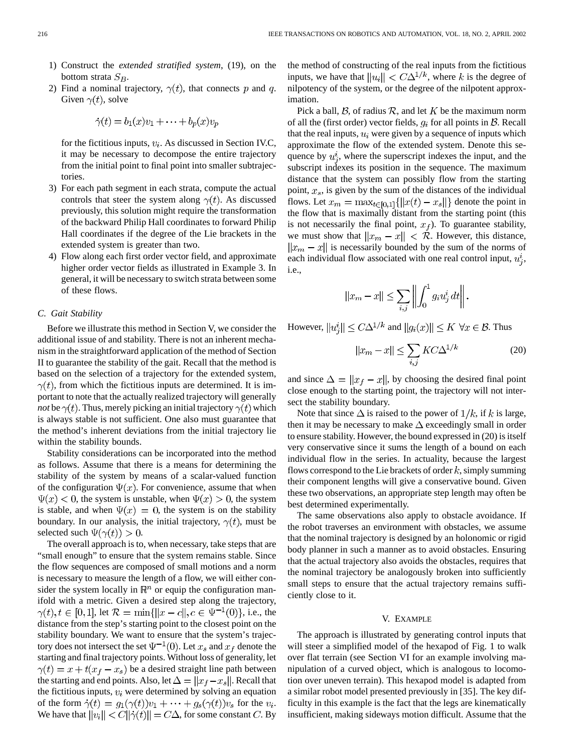1) Construct the *extended stratified system*, (19), on the bottom strata $S_B$.
2) Find a nominal trajectory, $\gamma(t)$, that connects $p$ and $q$. Given $\gamma(t)$, solve

$$\dot{\gamma}(t) = b_1(x)v_1 + \cdots + b_p(x)v_p$$

for the fictitious inputs, $v_i$. As discussed in Section IV.C, it may be necessary to decompose the entire trajectory from the initial point to final point into smaller subtrajectories.
3) For each path segment in each strata, compute the actual controls that steer the system along $\gamma(t)$. As discussed previously, this solution might require the transformation of the backward Philip Hall coordinates to forward Philip Hall coordinates if the degree of the Lie brackets in the extended system is greater than two.
4) Flow along each first order vector field, and approximate higher order vector fields as illustrated in Example 3. In general, it will be necessary to switch strata between some of these flows.

### C. Gait Stability

Before we illustrate this method in Section V, we consider the additional issue of and stability. There is not an inherent mechanism in the straightforward application of the method of Section II to guarantee the stability of the gait. Recall that the method is based on the selection of a trajectory for the extended system, $\gamma(t)$, from which the fictitious inputs are determined. It is important to note that the actually realized trajectory will generally *not* be $\gamma(t)$. Thus, merely picking an initial trajectory $\gamma(t)$ which is always stable is not sufficient. One also must guarantee that the method's inherent deviations from the initial trajectory lie within the stability bounds.

Stability considerations can be incorporated into the method as follows. Assume that there is a means for determining the stability of the system by means of a scalar-valued function of the configuration $\Psi(x)$. For convenience, assume that when $\Psi(x) < 0$, the system is unstable, when $\Psi(x) > 0$, the system is stable, and when $\Psi(x) = 0$, the system is on the stability boundary. In our analysis, the initial trajectory, $\gamma(t)$, must be selected such $\Psi(\gamma(t)) > 0$.

The overall approach is to, when necessary, take steps that are "small enough" to ensure that the system remains stable. Since the flow sequences are composed of small motions and a norm is necessary to measure the length of a flow, we will either consider the system locally in $\mathbb{R}^n$ or equip the configuration manifold with a metric. Given a desired step along the trajectory, $\gamma(t), t \in [0, 1]$, let $\mathcal{R} = \min\{\|x - c\|, c \in \Psi^{-1}(0)\}$, i.e., the distance from the step's starting point to the closest point on the stability boundary. We want to ensure that the system's trajectory does not intersect the set $\Psi^{-1}(0)$. Let $x_s$ and $x_f$ denote the starting and final trajectory points. Without loss of generality, let $\gamma(t) = x + t(x_f - x_s)$ be a desired straight line path between the starting and end points. Also, let $\Delta = \|x_f - x_s\|$. Recall that the fictitious inputs, $v_i$ were determined by solving an equation of the form $\dot{\gamma}(t) = g_1(\gamma(t))v_1 + \cdots + g_s(\gamma(t))v_s$ for the $v_i$. We have that $\|v_i\| < C\|\dot{\gamma}(t)\| = C\Delta$, for some constant $C$. By the method of constructing of the real inputs from the fictitious inputs, we have that $\|u_i\| < C\Delta^{1/k}$, where $k$ is the degree of nilpotency of the system, or the degree of the nilpotent approximation.

Pick a ball, $\mathcal{B}$, of radius $\mathcal{R}$, and let $K$ be the maximum norm of all the (first order) vector fields, $g_i$ for all points in $\mathcal{B}$. Recall that the real inputs, $u_i$ were given by a sequence of inputs which approximate the flow of the extended system. Denote this sequence by $u_j^i$, where the superscript indexes the input, and the subscript indexes its position in the sequence. The maximum distance that the system can possibly flow from the starting point, $x_s$, is given by the sum of the distances of the individual flows. Let $x_m = \max_{t \in [0,1]}\{\|x(t) - x_s\|\}$ denote the point in the flow that is maximally distant from the starting point (this is not necessarily the final point, $x_f$). To guarantee stability, we must show that $\|x_m - x\| < \mathcal{R}$. However, this distance, $\|x_m - x\|$ is necessarily bounded by the sum of the norms of each individual flow associated with one real control input, $u_j^i$, i.e.,

$$\|x_m - x\| \leq \sum_{i,j} \left\| \int_0^1 g_i u_j^i \, dt \right\|.$$

However, $\|u_j^i\| \leq C\Delta^{1/k}$ and $\|g_i(x)\| \leq K \ \forall x \in \mathcal{B}$. Thus

$$\|x_m - x\| \leq \sum_{i,j} KC\Delta^{1/k} \tag{20}$$

and since $\Delta = \|x_f - x\|$, by choosing the desired final point close enough to the starting point, the trajectory will not intersect the stability boundary.

Note that since $\Delta$ is raised to the power of $1/k$, if $k$ is large, then it may be necessary to make $\Delta$ exceedingly small in order to ensure stability. However, the bound expressed in (20) is itself very conservative since it sums the length of a bound on each individual flow in the series. In actuality, because the largest flows correspond to the Lie brackets of order $k$, simply summing their component lengths will give a conservative bound. Given these two observations, an appropriate step length may often be best determined experimentally.

The same observations also apply to obstacle avoidance. If the robot traverses an environment with obstacles, we assume that the nominal trajectory is designed by an holonomic or rigid body planner in such a manner as to avoid obstacles. Ensuring that the actual trajectory also avoids the obstacles, requires that the nominal trajectory be analogously broken into sufficiently small steps to ensure that the actual trajectory remains sufficiently close to it.

## V. Example

The approach is illustrated by generating control inputs that will steer a simplified model of the hexapod of Fig. 1 to walk over flat terrain (see Section VI for an example involving manipulation of a curved object, which is analogous to locomotion over uneven terrain). This hexapod model is adapted from a similar robot model presented previously in [35]. The key difficulty in this example is the fact that the legs are kinematically insufficient, making sideways motion difficult. Assume that the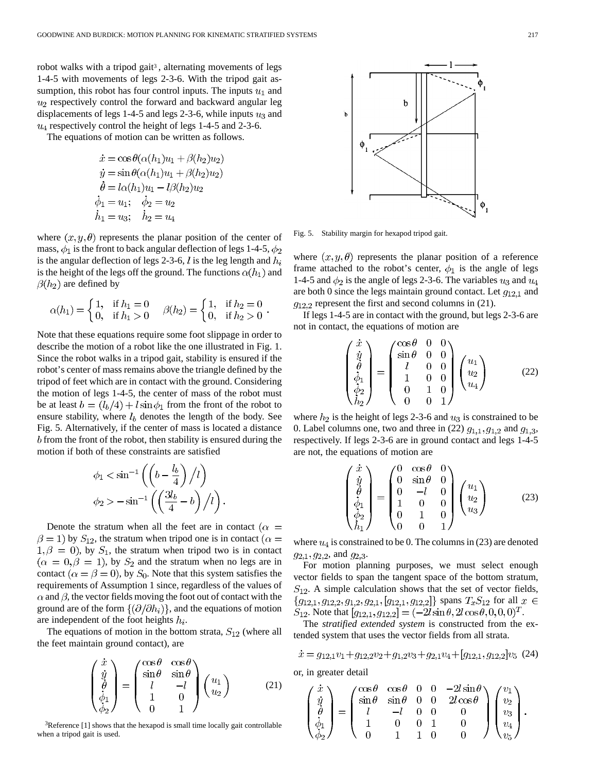robot walks with a tripod gait[3], alternating movements of legs 1-4-5 with movements of legs 2-3-6. With the tripod gait assumption, this robot has four control inputs. The inputs $u_1$ and $u_2$ respectively control the forward and backward angular leg displacements of legs 1-4-5 and legs 2-3-6, while inputs $u_3$ and $u_4$ respectively control the height of legs 1-4-5 and 2-3-6.

The equations of motion can be written as follows.

$$\begin{aligned}
\dot{x} &= \cos\theta(\alpha(h_1)u_1 + \beta(h_2)u_2) \\
\dot{y} &= \sin\theta(\alpha(h_1)u_1 + \beta(h_2)u_2) \\
\dot{\theta} &= l\alpha(h_1)u_1 - l\beta(h_2)u_2 \\
\dot{\phi}_1 &= u_1; \quad \dot{\phi}_2 = u_2 \\
\dot{h}_1 &= u_3; \quad \dot{h}_2 = u_4
\end{aligned}$$

where $(x, y, \theta)$ represents the planar position of the center of mass, $\phi_1$ is the front to back angular deflection of legs 1-4-5, $\phi_2$ is the angular deflection of legs 2-3-6, $l$ is the leg length and $h_i$ is the height of the legs off the ground. The functions $\alpha(h_1)$ and $\beta(h_2)$ are defined by

$$\alpha(h_1) = \begin{cases} 1, & \text{if } h_1 = 0 \\ 0, & \text{if } h_1 > 0 \end{cases} \qquad \beta(h_2) = \begin{cases} 1, & \text{if } h_2 = 0 \\ 0, & \text{if } h_2 > 0 \end{cases}.$$

Note that these equations require some foot slippage in order to describe the motion of a robot like the one illustrated in Fig. 1. Since the robot walks in a tripod gait, stability is ensured if the robot's center of mass remains above the triangle defined by the tripod of feet which are in contact with the ground. Considering the motion of legs 1-4-5, the center of mass of the robot must be at least $b = (l_b/4) + l\sin\phi_1$ from the front of the robot to ensure stability, where $l_b$ denotes the length of the body. See Fig. 5. Alternatively, if the center of mass is located a distance $b$ from the front of the robot, then stability is ensured during the motion if both of these constraints are satisfied

$$\begin{aligned}
\phi_1 &< \sin^{-1}\left(\left(b - \frac{l_b}{4}\right)\Big/ l\right) \\
\phi_2 &> -\sin^{-1}\left(\left(\frac{3l_b}{4} - b\right)\Big/ l\right).
\end{aligned}$$

Denote the stratum when all the feet are in contact ($\alpha = \beta = 1$) by $S_{12}$, the stratum when tripod one is in contact ($\alpha = 1, \beta = 0$), by $S_1$, the stratum when tripod two is in contact ($\alpha = 0, \beta = 1$), by $S_2$ and the stratum when no legs are in contact ($\alpha = \beta = 0$), by $S_0$. Note that this system satisfies the requirements of Assumption 1 since, regardless of the values of $\alpha$ and $\beta$, the vector fields moving the foot out of contact with the ground are of the form $\{(\partial/\partial h_i)\}$, and the equations of motion are independent of the foot heights $h_i$.

The equations of motion in the bottom strata, $S_{12}$ (where all the feet maintain ground contact), are

$$\begin{pmatrix} \dot{x} \\ \dot{y} \\ \dot{\theta} \\ \dot{\phi}_1 \\ \dot{\phi}_2 \end{pmatrix} = \begin{pmatrix} \cos\theta & \cos\theta \\ \sin\theta & \sin\theta \\ l & -l \\ 1 & 0 \\ 0 & 1 \end{pmatrix} \begin{pmatrix} u_1 \\ u_2 \end{pmatrix} \tag{21}$$

[3]Reference [1] shows that the hexapod is small time locally gait controllable when a tripod gait is used.

Fig. 5. Stability margin for hexapod tripod gait.

where $(x, y, \theta)$ represents the planar position of a reference frame attached to the robot's center, $\phi_1$ is the angle of legs 1-4-5 and $\phi_2$ is the angle of legs 2-3-6. The variables $u_3$ and $u_4$ are both 0 since the legs maintain ground contact. Let $g_{12,1}$ and $g_{12,2}$ represent the first and second columns in (21).

If legs 1-4-5 are in contact with the ground, but legs 2-3-6 are not in contact, the equations of motion are

$$\begin{pmatrix} \dot{x} \\ \dot{y} \\ \dot{\theta} \\ \dot{\phi}_1 \\ \dot{\phi}_2 \\ \dot{h}_2 \end{pmatrix} = \begin{pmatrix} \cos\theta & 0 & 0 \\ \sin\theta & 0 & 0 \\ l & 0 & 0 \\ 1 & 0 & 0 \\ 0 & 1 & 0 \\ 0 & 0 & 1 \end{pmatrix} \begin{pmatrix} u_1 \\ u_2 \\ u_4 \end{pmatrix} \tag{22}$$

where $h_2$ is the height of legs 2-3-6 and $u_3$ is constrained to be 0. Label columns one, two and three in (22) $g_{1,1}, g_{1,2}$ and $g_{1,3}$, respectively. If legs 2-3-6 are in ground contact and legs 1-4-5 are not, the equations of motion are

$$\begin{pmatrix} \dot{x} \\ \dot{y} \\ \dot{\theta} \\ \dot{\phi}_1 \\ \dot{\phi}_2 \\ \dot{h}_1 \end{pmatrix} = \begin{pmatrix} 0 & \cos\theta & 0 \\ 0 & \sin\theta & 0 \\ 0 & -l & 0 \\ 1 & 0 & 0 \\ 0 & 1 & 0 \\ 0 & 0 & 1 \end{pmatrix} \begin{pmatrix} u_1 \\ u_2 \\ u_3 \end{pmatrix} \tag{23}$$

where $u_4$ is constrained to be 0. The columns in (23) are denoted $g_{2,1}, g_{2,2}$, and $g_{2,3}$.

For motion planning purposes, we must select enough vector fields to span the tangent space of the bottom stratum, $S_{12}$. A simple calculation shows that the set of vector fields, $\{g_{12,1}, g_{12,2}, g_{1,2}, g_{2,1}, [g_{12,1}, g_{12,2}]\}$ spans $T_x S_{12}$ for all $x \in S_{12}$. Note that $[g_{12,1}, g_{12,2}] = (-2l\sin\theta, 2l\cos\theta, 0, 0, 0)^T$.

The *stratified extended system* is constructed from the extended system that uses the vector fields from all strata.

$$\dot{x} = g_{12,1}v_1 + g_{12,2}v_2 + g_{1,2}v_3 + g_{2,1}v_4 + [g_{12,1}, g_{12,2}]v_5 \tag{24}$$

or, in greater detail

$$\begin{pmatrix} \dot{x} \\ \dot{y} \\ \dot{\theta} \\ \dot{\phi}_1 \\ \dot{\phi}_2 \end{pmatrix} = \begin{pmatrix} \cos\theta & \cos\theta & 0 & 0 & -2l\sin\theta \\ \sin\theta & \sin\theta & 0 & 0 & 2l\cos\theta \\ l & -l & 0 & 0 & 0 \\ 1 & 0 & 0 & 1 & 0 \\ 0 & 1 & 1 & 0 & 0 \end{pmatrix} \begin{pmatrix} v_1 \\ v_2 \\ v_3 \\ v_4 \\ v_5 \end{pmatrix}.$$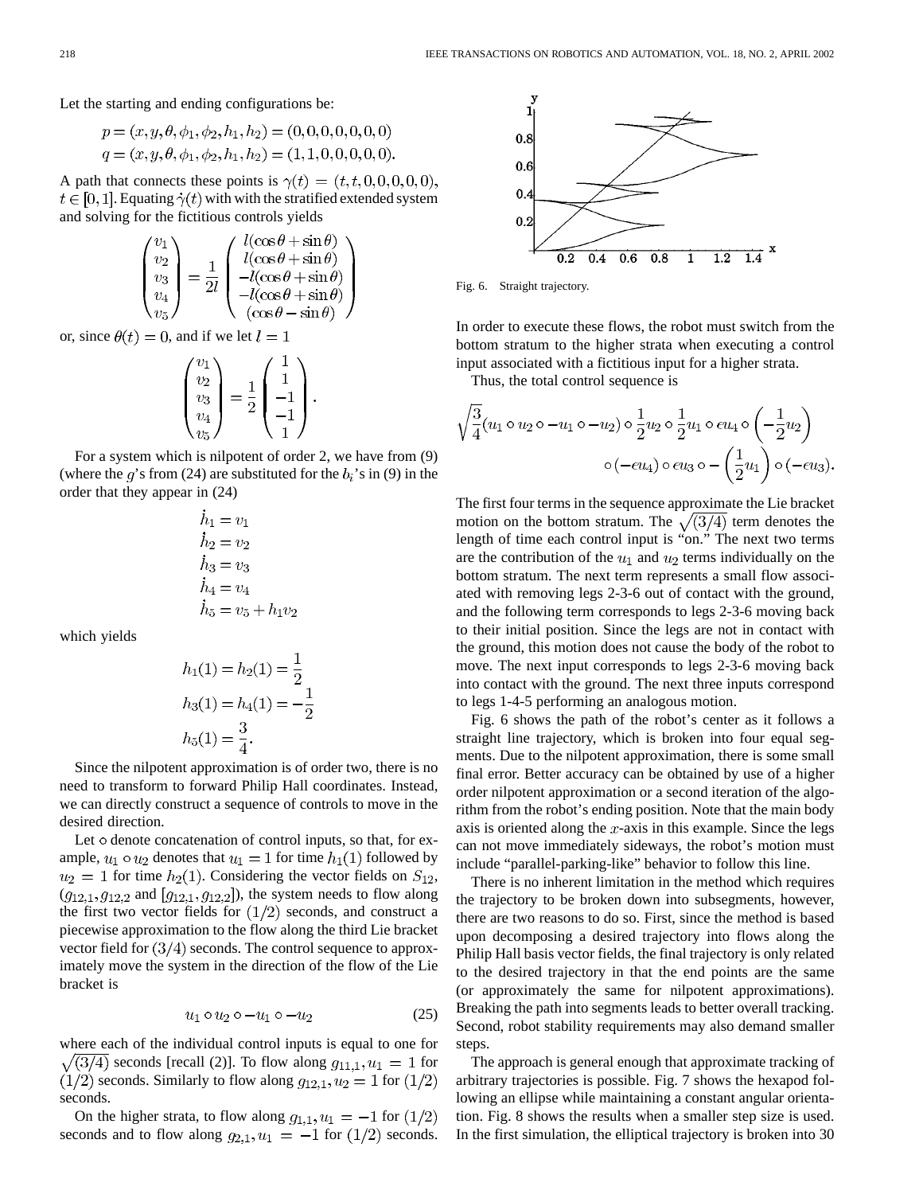Let the starting and ending configurations be:

$$p = (x, y, \theta, \phi_1, \phi_2, h_1, h_2) = (0, 0, 0, 0, 0, 0, 0)$$
$$q = (x, y, \theta, \phi_1, \phi_2, h_1, h_2) = (1, 1, 0, 0, 0, 0, 0).$$

A path that connects these points is $\gamma(t) = (t, t, 0, 0, 0, 0, 0)$, $t \in [0, 1]$. Equating $\dot{\gamma}(t)$ with with the stratified extended system and solving for the fictitious controls yields

$$\begin{pmatrix} v_1 \\ v_2 \\ v_3 \\ v_4 \\ v_5 \end{pmatrix} = \frac{1}{2l} \begin{pmatrix} l(\cos\theta + \sin\theta) \\ l(\cos\theta + \sin\theta) \\ -l(\cos\theta + \sin\theta) \\ -l(\cos\theta + \sin\theta) \\ (\cos\theta - \sin\theta) \end{pmatrix}$$

or, since $\theta(t) = 0$, and if we let $l = 1$

$$\begin{pmatrix} v_1 \\ v_2 \\ v_3 \\ v_4 \\ v_5 \end{pmatrix} = \frac{1}{2} \begin{pmatrix} 1 \\ 1 \\ -1 \\ -1 \\ 1 \end{pmatrix}.$$

For a system which is nilpotent of order 2, we have from (9) (where the $g$'s from (24) are substituted for the $b_i$'s in (9) in the order that they appear in (24)

$$\dot{h}_1 = v_1$$
$$\dot{h}_2 = v_2$$
$$\dot{h}_3 = v_3$$
$$\dot{h}_4 = v_4$$
$$\dot{h}_5 = v_5 + h_1 v_2$$

which yields

$$h_1(1) = h_2(1) = \frac{1}{2}$$
$$h_3(1) = h_4(1) = -\frac{1}{2}$$
$$h_5(1) = \frac{3}{4}.$$

Since the nilpotent approximation is of order two, there is no need to transform to forward Philip Hall coordinates. Instead, we can directly construct a sequence of controls to move in the desired direction.

Let $\circ$ denote concatenation of control inputs, so that, for example, $u_1 \circ u_2$ denotes that $u_1 = 1$ for time $h_1(1)$ followed by $u_2 = 1$ for time $h_2(1)$. Considering the vector fields on $S_{12}$, $(g_{12,1}, g_{12,2}$ and $[g_{12,1}, g_{12,2}])$, the system needs to flow along the first two vector fields for $(1/2)$ seconds, and construct a piecewise approximation to the flow along the third Lie bracket vector field for $(3/4)$ seconds. The control sequence to approximately move the system in the direction of the flow of the Lie bracket is

$$u_1 \circ u_2 \circ -u_1 \circ -u_2 \tag{25}$$

where each of the individual control inputs is equal to one for $\sqrt{(3/4)}$ seconds [recall (2)]. To flow along $g_{11,1}, u_1 = 1$ for $(1/2)$ seconds. Similarly to flow along $g_{12,1}, u_2 = 1$ for $(1/2)$ seconds.

On the higher strata, to flow along $g_{1,1}, u_1 = -1$ for $(1/2)$ seconds and to flow along $g_{2,1}, u_1 = -1$ for $(1/2)$ seconds.

Fig. 6. Straight trajectory.

In order to execute these flows, the robot must switch from the bottom stratum to the higher strata when executing a control input associated with a fictitious input for a higher strata.

Thus, the total control sequence is

$$\sqrt{\frac{3}{4}}(u_1 \circ u_2 \circ -u_1 \circ -u_2) \circ \frac{1}{2}u_2 \circ \frac{1}{2}u_1 \circ \epsilon u_4 \circ \left(-\frac{1}{2}u_2\right) \circ (-\epsilon u_4) \circ \epsilon u_3 \circ -\left(\frac{1}{2}u_1\right) \circ (-\epsilon u_3).$$

The first four terms in the sequence approximate the Lie bracket motion on the bottom stratum. The $\sqrt{(3/4)}$ term denotes the length of time each control input is "on." The next two terms are the contribution of the $u_1$ and $u_2$ terms individually on the bottom stratum. The next term represents a small flow associated with removing legs 2-3-6 out of contact with the ground, and the following term corresponds to legs 2-3-6 moving back to their initial position. Since the legs are not in contact with the ground, this motion does not cause the body of the robot to move. The next input corresponds to legs 2-3-6 moving back into contact with the ground. The next three inputs correspond to legs 1-4-5 performing an analogous motion.

Fig. 6 shows the path of the robot's center as it follows a straight line trajectory, which is broken into four equal segments. Due to the nilpotent approximation, there is some small final error. Better accuracy can be obtained by use of a higher order nilpotent approximation or a second iteration of the algorithm from the robot's ending position. Note that the main body axis is oriented along the $x$-axis in this example. Since the legs can not move immediately sideways, the robot's motion must include "parallel-parking-like" behavior to follow this line.

There is no inherent limitation in the method which requires the trajectory to be broken down into subsegments, however, there are two reasons to do so. First, since the method is based upon decomposing a desired trajectory into flows along the Philip Hall basis vector fields, the final trajectory is only related to the desired trajectory in that the end points are the same (or approximately the same for nilpotent approximations). Breaking the path into segments leads to better overall tracking. Second, robot stability requirements may also demand smaller steps.

The approach is general enough that approximate tracking of arbitrary trajectories is possible. Fig. 7 shows the hexapod following an ellipse while maintaining a constant angular orientation. Fig. 8 shows the results when a smaller step size is used. In the first simulation, the elliptical trajectory is broken into 30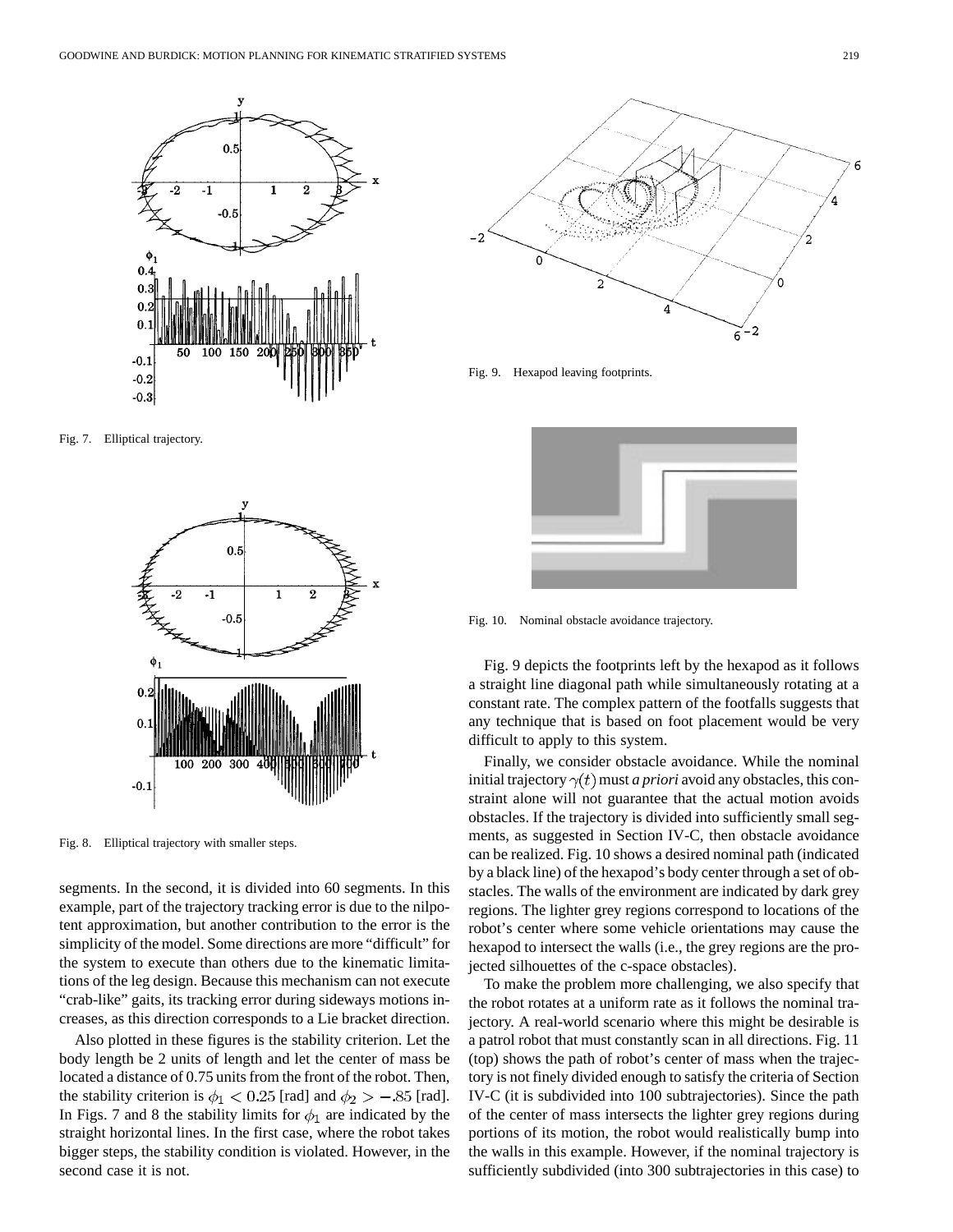Fig. 7. Elliptical trajectory.

Fig. 8. Elliptical trajectory with smaller steps.

segments. In the second, it is divided into 60 segments. In this example, part of the trajectory tracking error is due to the nilpotent approximation, but another contribution to the error is the simplicity of the model. Some directions are more "difficult" for the system to execute than others due to the kinematic limitations of the leg design. Because this mechanism can not execute "crab-like" gaits, its tracking error during sideways motions increases, as this direction corresponds to a Lie bracket direction.

Also plotted in these figures is the stability criterion. Let the body length be 2 units of length and let the center of mass be located a distance of 0.75 units from the front of the robot. Then, the stability criterion is $\phi_1 < 0.25$ [rad] and $\phi_2 > -.85$ [rad]. In Figs. 7 and 8 the stability limits for $\phi_1$ are indicated by the straight horizontal lines. In the first case, where the robot takes bigger steps, the stability condition is violated. However, in the second case it is not.

Fig. 9. Hexapod leaving footprints.

Fig. 10. Nominal obstacle avoidance trajectory.

Fig. 9 depicts the footprints left by the hexapod as it follows a straight line diagonal path while simultaneously rotating at a constant rate. The complex pattern of the footfalls suggests that any technique that is based on foot placement would be very difficult to apply to this system.

Finally, we consider obstacle avoidance. While the nominal initial trajectory $\gamma(t)$ must *a priori* avoid any obstacles, this constraint alone will not guarantee that the actual motion avoids obstacles. If the trajectory is divided into sufficiently small segments, as suggested in Section IV-C, then obstacle avoidance can be realized. Fig. 10 shows a desired nominal path (indicated by a black line) of the hexapod's body center through a set of obstacles. The walls of the environment are indicated by dark grey regions. The lighter grey regions correspond to locations of the robot's center where some vehicle orientations may cause the hexapod to intersect the walls (i.e., the grey regions are the projected silhouettes of the c-space obstacles).

To make the problem more challenging, we also specify that the robot rotates at a uniform rate as it follows the nominal trajectory. A real-world scenario where this might be desirable is a patrol robot that must constantly scan in all directions. Fig. 11 (top) shows the path of robot's center of mass when the trajectory is not finely divided enough to satisfy the criteria of Section IV-C (it is subdivided into 100 subtrajectories). Since the path of the center of mass intersects the lighter grey regions during portions of its motion, the robot would realistically bump into the walls in this example. However, if the nominal trajectory is sufficiently subdivided (into 300 subtrajectories in this case) to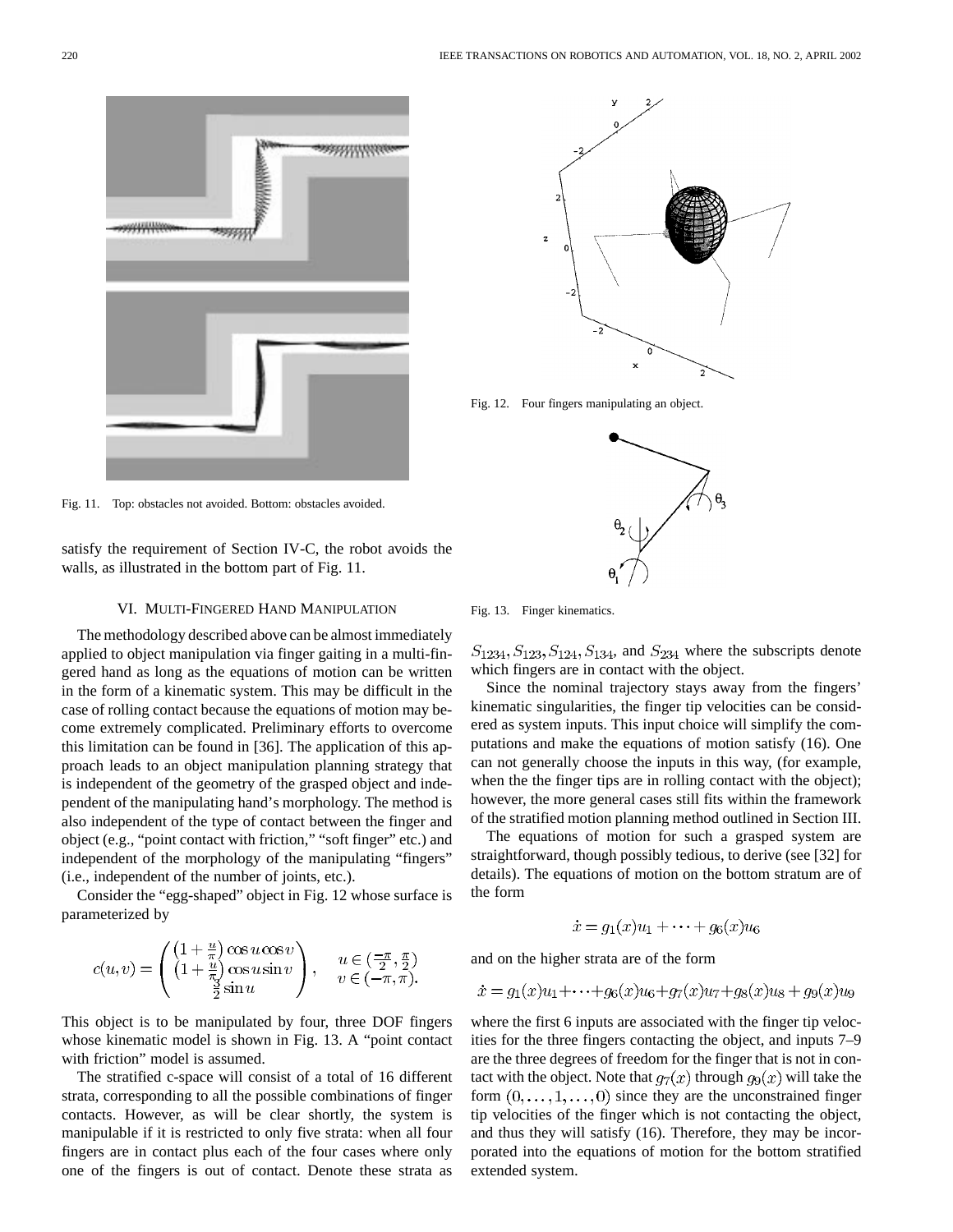Fig. 11. Top: obstacles not avoided. Bottom: obstacles avoided.

satisfy the requirement of Section IV-C, the robot avoids the walls, as illustrated in the bottom part of Fig. 11.

## VI. Multi-Fingered Hand Manipulation

The methodology described above can be almost immediately applied to object manipulation via finger gaiting in a multi-fingered hand as long as the equations of motion can be written in the form of a kinematic system. This may be difficult in the case of rolling contact because the equations of motion may become extremely complicated. Preliminary efforts to overcome this limitation can be found in [36]. The application of this approach leads to an object manipulation planning strategy that is independent of the geometry of the grasped object and independent of the manipulating hand's morphology. The method is also independent of the type of contact between the finger and object (e.g., "point contact with friction," "soft finger" etc.) and independent of the morphology of the manipulating "fingers" (i.e., independent of the number of joints, etc.).

Consider the "egg-shaped" object in Fig. 12 whose surface is parameterized by

$$c(u,v) = \begin{pmatrix} \left(1+\frac{u}{\pi}\right)\cos u \cos v \\ \left(1+\frac{u}{\pi}\right)\cos u \sin v \\ \frac{3}{2}\sin u \end{pmatrix}, \quad \begin{matrix} u \in \left(\frac{-\pi}{2}, \frac{\pi}{2}\right) \\ v \in (-\pi, \pi). \end{matrix}$$

This object is to be manipulated by four, three DOF fingers whose kinematic model is shown in Fig. 13. A "point contact with friction" model is assumed.

The stratified c-space will consist of a total of 16 different strata, corresponding to all the possible combinations of finger contacts. However, as will be clear shortly, the system is manipulable if it is restricted to only five strata: when all four fingers are in contact plus each of the four cases where only one of the fingers is out of contact. Denote these strata as $S_{1234}, S_{123}, S_{124}, S_{134}$, and $S_{234}$ where the subscripts denote which fingers are in contact with the object.

Fig. 12. Four fingers manipulating an object.

Fig. 13. Finger kinematics.

Since the nominal trajectory stays away from the fingers' kinematic singularities, the finger tip velocities can be considered as system inputs. This input choice will simplify the computations and make the equations of motion satisfy (16). One can not generally choose the inputs in this way, (for example, when the the finger tips are in rolling contact with the object); however, the more general cases still fits within the framework of the stratified motion planning method outlined in Section III.

The equations of motion for such a grasped system are straightforward, though possibly tedious, to derive (see [32] for details). The equations of motion on the bottom stratum are of the form

$$\dot{x} = g_1(x)u_1 + \cdots + g_6(x)u_6$$

and on the higher strata are of the form

$$\dot{x} = g_1(x)u_1 + \cdots + g_6(x)u_6 + g_7(x)u_7 + g_8(x)u_8 + g_9(x)u_9$$

where the first 6 inputs are associated with the finger tip velocities for the three fingers contacting the object, and inputs 7–9 are the three degrees of freedom for the finger that is not in contact with the object. Note that $g_7(x)$ through $g_9(x)$ will take the form $(0, \ldots, 1, \ldots, 0)$ since they are the unconstrained finger tip velocities of the finger which is not contacting the object, and thus they will satisfy (16). Therefore, they may be incorporated into the equations of motion for the bottom stratified extended system.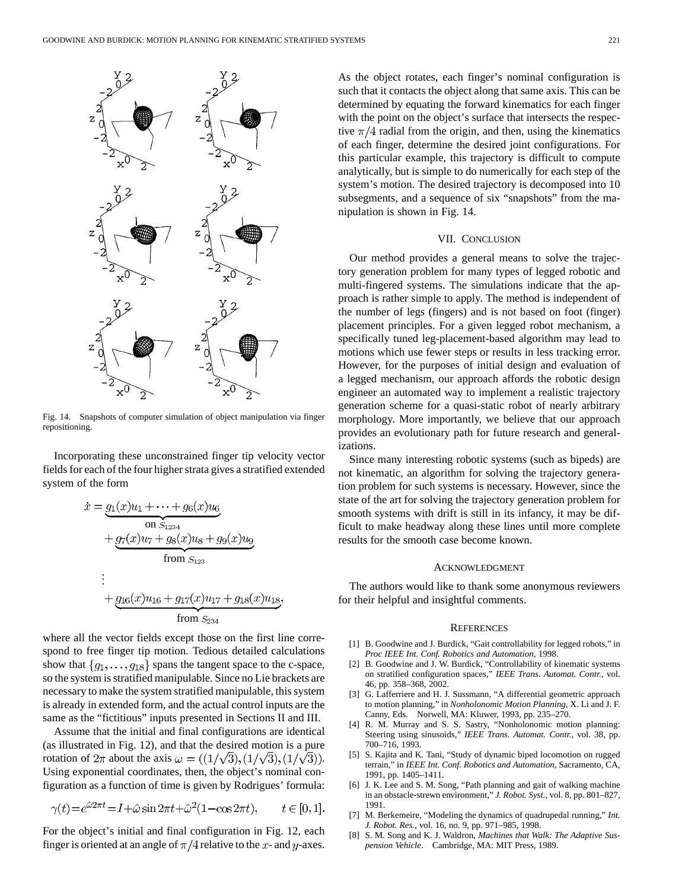Fig. 14. Snapshots of computer simulation of object manipulation via finger repositioning.

Incorporating these unconstrained finger tip velocity vector fields for each of the four higher strata gives a stratified extended system of the form

$$\begin{aligned}\dot{x} = &\underbrace{g_1(x)u_1 + \cdots + g_6(x)u_6}_{\text{on } S_{1234}} \\ &+ \underbrace{g_7(x)u_7 + g_8(x)u_8 + g_9(x)u_9}_{\text{from } S_{123}} \\ &\vdots \\ &+ \underbrace{g_{16}(x)u_{16} + g_{17}(x)u_{17} + g_{18}(x)u_{18}}_{\text{from } S_{234}},\end{aligned}$$

where all the vector fields except those on the first line correspond to free finger tip motion. Tedious detailed calculations show that $\{g_1, \ldots, g_{18}\}$ spans the tangent space to the c-space, so the system is stratified manipulable. Since no Lie brackets are necessary to make the system stratified manipulable, this system is already in extended form, and the actual control inputs are the same as the "fictitious" inputs presented in Sections II and III.

Assume that the initial and final configurations are identical (as illustrated in Fig. 12), and that the desired motion is a pure rotation of $2\pi$ about the axis $\omega = ((1/\sqrt{3}), (1/\sqrt{3}), (1/\sqrt{3}))$. Using exponential coordinates, then, the object's nominal configuration as a function of time is given by Rodrigues' formula:

$$\gamma(t) = e^{\hat{\omega}2\pi t} = I + \hat{\omega}\sin 2\pi t + \hat{\omega}^2(1 - \cos 2\pi t), \qquad t \in [0, 1].$$

For the object's initial and final configuration in Fig. 12, each finger is oriented at an angle of $\pi/4$ relative to the $x$- and $y$-axes. As the object rotates, each finger's nominal configuration is such that it contacts the object along that same axis. This can be determined by equating the forward kinematics for each finger with the point on the object's surface that intersects the respective $\pi/4$ radial from the origin, and then, using the kinematics of each finger, determine the desired joint configurations. For this particular example, this trajectory is difficult to compute analytically, but is simple to do numerically for each step of the system's motion. The desired trajectory is decomposed into 10 subsegments, and a sequence of six "snapshots" from the manipulation is shown in Fig. 14.

## VII. Conclusion

Our method provides a general means to solve the trajectory generation problem for many types of legged robotic and multi-fingered systems. The simulations indicate that the approach is rather simple to apply. The method is independent of the number of legs (fingers) and is not based on foot (finger) placement principles. For a given legged robot mechanism, a specifically tuned leg-placement-based algorithm may lead to motions which use fewer steps or results in less tracking error. However, for the purposes of initial design and evaluation of a legged mechanism, our approach affords the robotic design engineer an automated way to implement a realistic trajectory generation scheme for a quasi-static robot of nearly arbitrary morphology. More importantly, we believe that our approach provides an evolutionary path for future research and generalizations.

Since many interesting robotic systems (such as bipeds) are not kinematic, an algorithm for solving the trajectory generation problem for such systems is necessary. However, since the state of the art for solving the trajectory generation problem for smooth systems with drift is still in its infancy, it may be difficult to make headway along these lines until more complete results for the smooth case become known.

## Acknowledgment

The authors would like to thank some anonymous reviewers for their helpful and insightful comments.

## References

[1] B. Goodwine and J. Burdick, "Gait controllability for legged robots," in *Proc IEEE Int. Conf. Robotics and Automation*, 1998.

[2] B. Goodwine and J. W. Burdick, "Controllability of kinematic systems on stratified configuration spaces," *IEEE Trans. Automat. Contr.*, vol. 46, pp. 358–368, 2002.

[3] G. Lafferriere and H. J. Sussmann, "A differential geometric approach to motion planning," in *Nonholonomic Motion Planning*, X. Li and J. F. Canny, Eds. Norwell, MA: Kluwer, 1993, pp. 235–270.

[4] R. M. Murray and S. S. Sastry, "Nonholonomic motion planning: Steering using sinusoids," *IEEE Trans. Automat. Contr.*, vol. 38, pp. 700–716, 1993.

[5] S. Kajita and K. Tani, "Study of dynamic biped locomotion on rugged terrain," in *IEEE Int. Conf. Robotics and Automation*, Sacramento, CA, 1991, pp. 1405–1411.

[6] J. K. Lee and S. M. Song, "Path planning and gait of walking machine in an obstacle-strewn environment," *J. Robot. Syst.*, vol. 8, pp. 801–827, 1991.

[7] M. Berkemeire, "Modeling the dynamics of quadrupedal running," *Int. J. Robot. Res.*, vol. 16, no. 9, pp. 971–985, 1998.

[8] S. M. Song and K. J. Waldron, *Machines that Walk: The Adaptive Suspension Vehicle*. Cambridge, MA: MIT Press, 1989.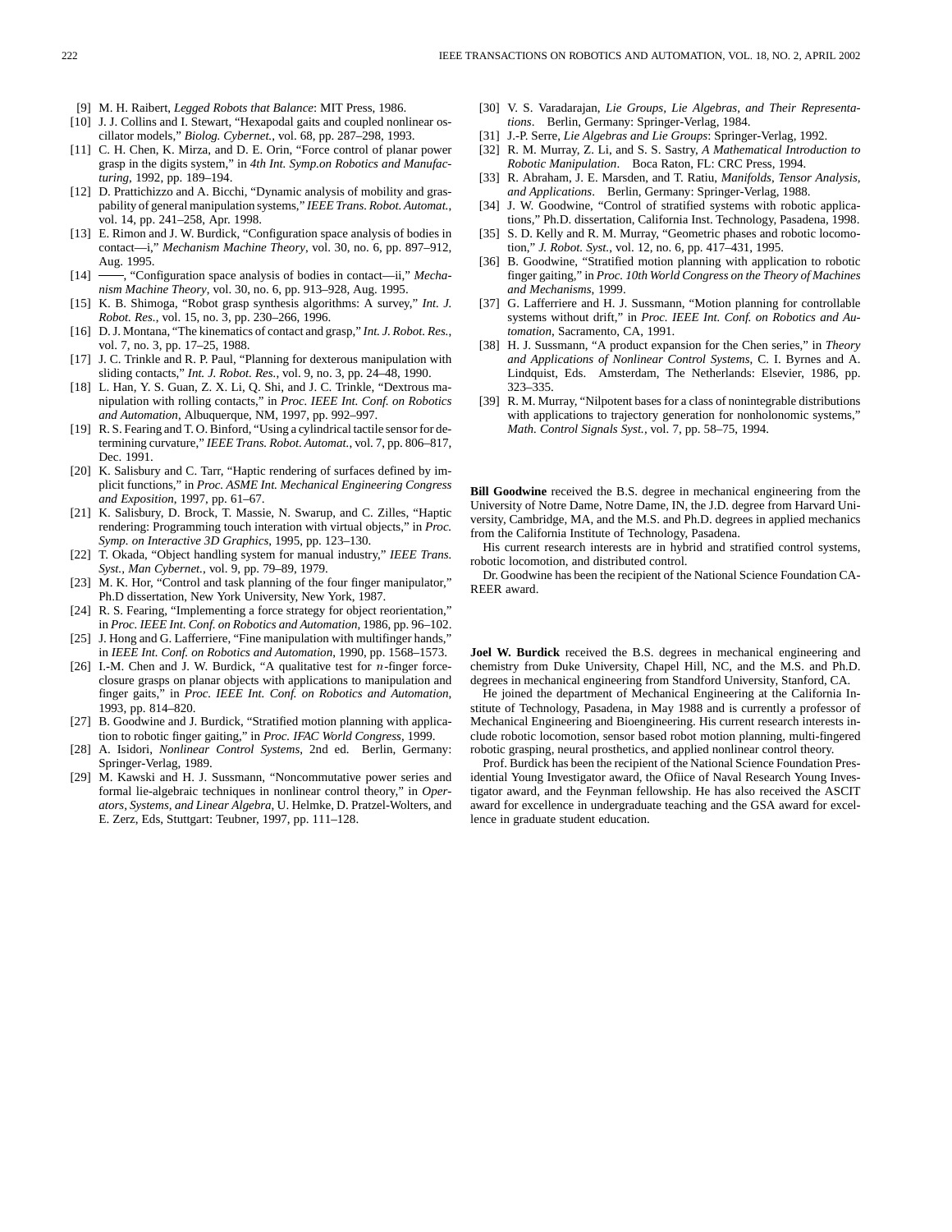[9] M. H. Raibert, *Legged Robots that Balance*: MIT Press, 1986.

[10] J. J. Collins and I. Stewart, "Hexapodal gaits and coupled nonlinear oscillator models," *Biolog. Cybernet.*, vol. 68, pp. 287–298, 1993.

[11] C. H. Chen, K. Mirza, and D. E. Orin, "Force control of planar power grasp in the digits system," in *4th Int. Symp.on Robotics and Manufacturing*, 1992, pp. 189–194.

[12] D. Prattichizzo and A. Bicchi, "Dynamic analysis of mobility and graspability of general manipulation systems," *IEEE Trans. Robot. Automat.*, vol. 14, pp. 241–258, Apr. 1998.

[13] E. Rimon and J. W. Burdick, "Configuration space analysis of bodies in contact—i," *Mechanism Machine Theory*, vol. 30, no. 6, pp. 897–912, Aug. 1995.

[14] ——, "Configuration space analysis of bodies in contact—ii," *Mechanism Machine Theory*, vol. 30, no. 6, pp. 913–928, Aug. 1995.

[15] K. B. Shimoga, "Robot grasp synthesis algorithms: A survey," *Int. J. Robot. Res.*, vol. 15, no. 3, pp. 230–266, 1996.

[16] D. J. Montana, "The kinematics of contact and grasp," *Int. J. Robot. Res.*, vol. 7, no. 3, pp. 17–25, 1988.

[17] J. C. Trinkle and R. P. Paul, "Planning for dexterous manipulation with sliding contacts," *Int. J. Robot. Res.*, vol. 9, no. 3, pp. 24–48, 1990.

[18] L. Han, Y. S. Guan, Z. X. Li, Q. Shi, and J. C. Trinkle, "Dextrous manipulation with rolling contacts," in *Proc. IEEE Int. Conf. on Robotics and Automation*, Albuquerque, NM, 1997, pp. 992–997.

[19] R. S. Fearing and T. O. Binford, "Using a cylindrical tactile sensor for determining curvature," *IEEE Trans. Robot. Automat.*, vol. 7, pp. 806–817, Dec. 1991.

[20] K. Salisbury and C. Tarr, "Haptic rendering of surfaces defined by implicit functions," in *Proc. ASME Int. Mechanical Engineering Congress and Exposition*, 1997, pp. 61–67.

[21] K. Salisbury, D. Brock, T. Massie, N. Swarup, and C. Zilles, "Haptic rendering: Programming touch interation with virtual objects," in *Proc. Symp. on Interactive 3D Graphics*, 1995, pp. 123–130.

[22] T. Okada, "Object handling system for manual industry," *IEEE Trans. Syst., Man Cybernet.*, vol. 9, pp. 79–89, 1979.

[23] M. K. Hor, "Control and task planning of the four finger manipulator," Ph.D dissertation, New York University, New York, 1987.

[24] R. S. Fearing, "Implementing a force strategy for object reorientation," in *Proc. IEEE Int. Conf. on Robotics and Automation*, 1986, pp. 96–102.

[25] J. Hong and G. Lafferriere, "Fine manipulation with multifinger hands," in *IEEE Int. Conf. on Robotics and Automation*, 1990, pp. 1568–1573.

[26] I.-M. Chen and J. W. Burdick, "A qualitative test for $n$-finger force-closure grasps on planar objects with applications to manipulation and finger gaits," in *Proc. IEEE Int. Conf. on Robotics and Automation*, 1993, pp. 814–820.

[27] B. Goodwine and J. Burdick, "Stratified motion planning with application to robotic finger gaiting," in *Proc. IFAC World Congress*, 1999.

[28] A. Isidori, *Nonlinear Control Systems*, 2nd ed. Berlin, Germany: Springer-Verlag, 1989.

[29] M. Kawski and H. J. Sussmann, "Noncommutative power series and formal lie-algebraic techniques in nonlinear control theory," in *Operators, Systems, and Linear Algebra*, U. Helmke, D. Pratzel-Wolters, and E. Zerz, Eds, Stuttgart: Teubner, 1997, pp. 111–128.

[30] V. S. Varadarajan, *Lie Groups, Lie Algebras, and Their Representations*. Berlin, Germany: Springer-Verlag, 1984.

[31] J.-P. Serre, *Lie Algebras and Lie Groups*: Springer-Verlag, 1992.

[32] R. M. Murray, Z. Li, and S. S. Sastry, *A Mathematical Introduction to Robotic Manipulation*. Boca Raton, FL: CRC Press, 1994.

[33] R. Abraham, J. E. Marsden, and T. Ratiu, *Manifolds, Tensor Analysis, and Applications*. Berlin, Germany: Springer-Verlag, 1988.

[34] J. W. Goodwine, "Control of stratified systems with robotic applications," Ph.D. dissertation, California Inst. Technology, Pasadena, 1998.

[35] S. D. Kelly and R. M. Murray, "Geometric phases and robotic locomotion," *J. Robot. Syst.*, vol. 12, no. 6, pp. 417–431, 1995.

[36] B. Goodwine, "Stratified motion planning with application to robotic finger gaiting," in *Proc. 10th World Congress on the Theory of Machines and Mechanisms*, 1999.

[37] G. Lafferriere and H. J. Sussmann, "Motion planning for controllable systems without drift," in *Proc. IEEE Int. Conf. on Robotics and Automation*, Sacramento, CA, 1991.

[38] H. J. Sussmann, "A product expansion for the Chen series," in *Theory and Applications of Nonlinear Control Systems*, C. I. Byrnes and A. Lindquist, Eds. Amsterdam, The Netherlands: Elsevier, 1986, pp. 323–335.

[39] R. M. Murray, "Nilpotent bases for a class of nonintegrable distributions with applications to trajectory generation for nonholonomic systems," *Math. Control Signals Syst.*, vol. 7, pp. 58–75, 1994.

**Bill Goodwine** received the B.S. degree in mechanical engineering from the University of Notre Dame, Notre Dame, IN, the J.D. degree from Harvard University, Cambridge, MA, and the M.S. and Ph.D. degrees in applied mechanics from the California Institute of Technology, Pasadena.

His current research interests are in hybrid and stratified control systems, robotic locomotion, and distributed control.

Dr. Goodwine has been the recipient of the National Science Foundation CAREER award.

**Joel W. Burdick** received the B.S. degrees in mechanical engineering and chemistry from Duke University, Chapel Hill, NC, and the M.S. and Ph.D. degrees in mechanical engineering from Standford University, Stanford, CA.

He joined the department of Mechanical Engineering at the California Institute of Technology, Pasadena, in May 1988 and is currently a professor of Mechanical Engineering and Bioengineering. His current research interests include robotic locomotion, sensor based robot motion planning, multi-fingered robotic grasping, neural prosthetics, and applied nonlinear control theory.

Prof. Burdick has been the recipient of the National Science Foundation Presidential Young Investigator award, the Ofiice of Naval Research Young Investigator award, and the Feynman fellowship. He has also received the ASCIT award for excellence in undergraduate teaching and the GSA award for excellence in graduate student education.